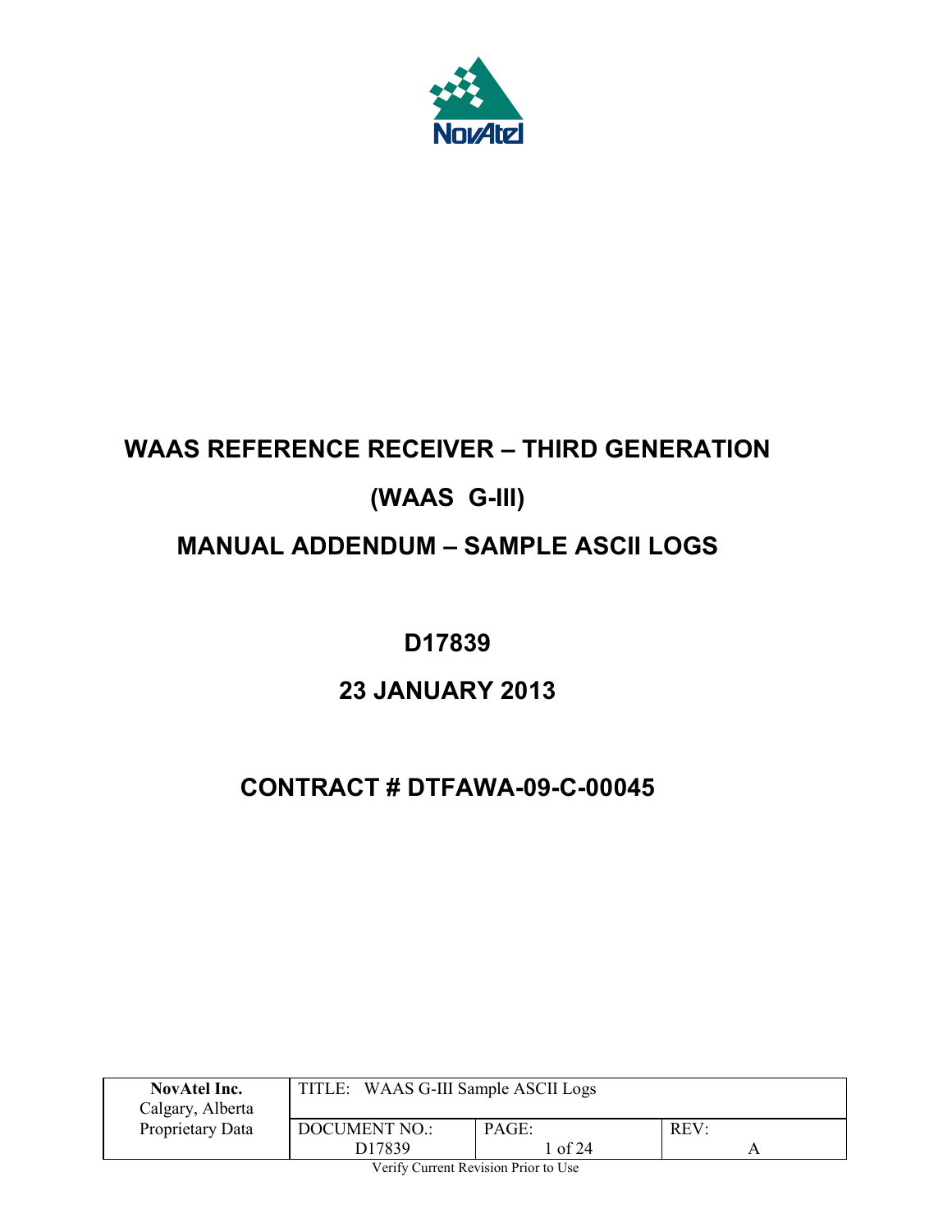NovAtel

# WAAS REFERENCE RECEIVER – THIRD GENERATION

# (WAAS G-III)

# MANUAL ADDENDUM – SAMPLE ASCII LOGS

## D17839

## 23 JANUARY 2013

## CONTRACT # DTFAWA-09-C-00045

| **NovAtel Inc.** Calgary, Alberta Proprietary Data | TITLE: WAAS G-III Sample ASCII Logs | | |
|---|---|---|---|
| | DOCUMENT NO.: D17839 | PAGE: 1 of 24 | REV: A |

Verify Current Revision Prior to Use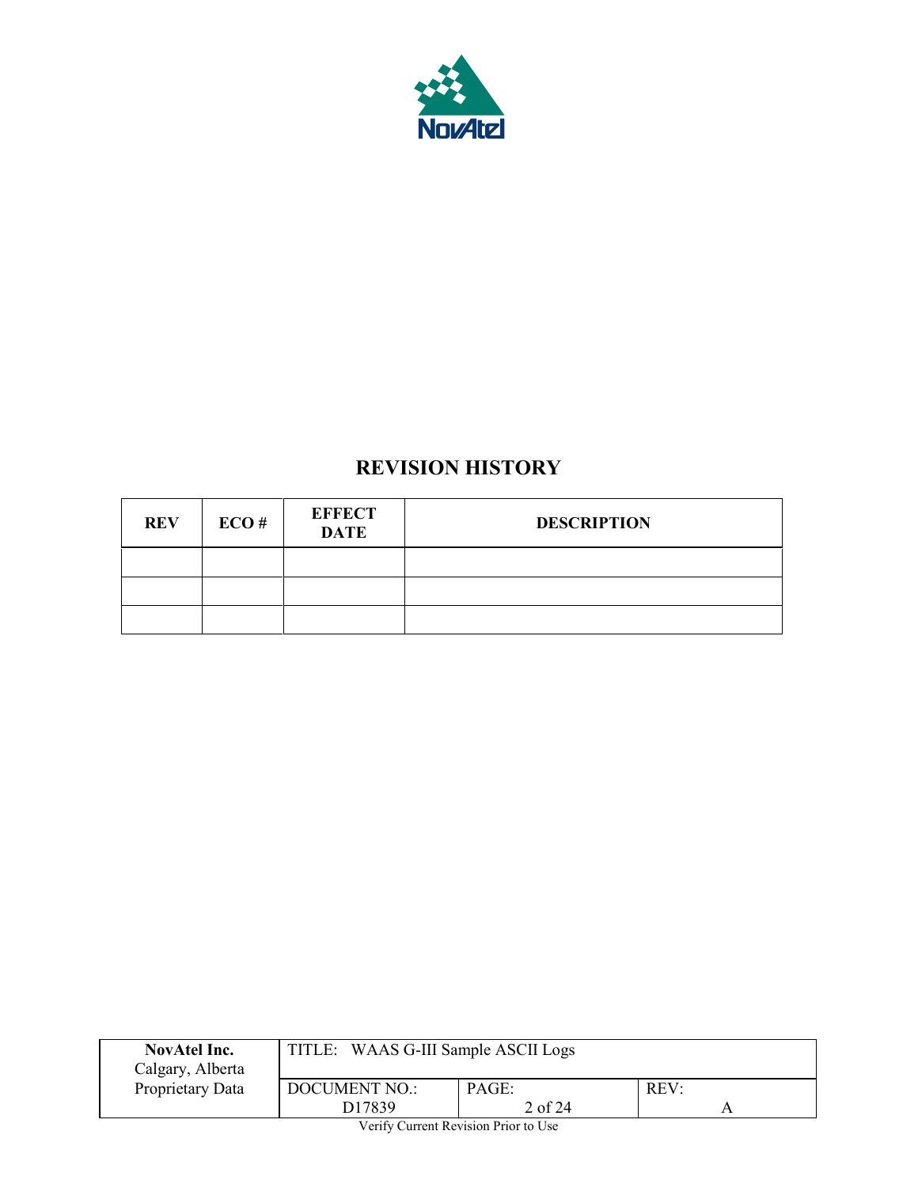## REVISION HISTORY

| REV | ECO # | EFFECT DATE | DESCRIPTION |
|---|---|---|---|
| | | | |
| | | | |
| | | | |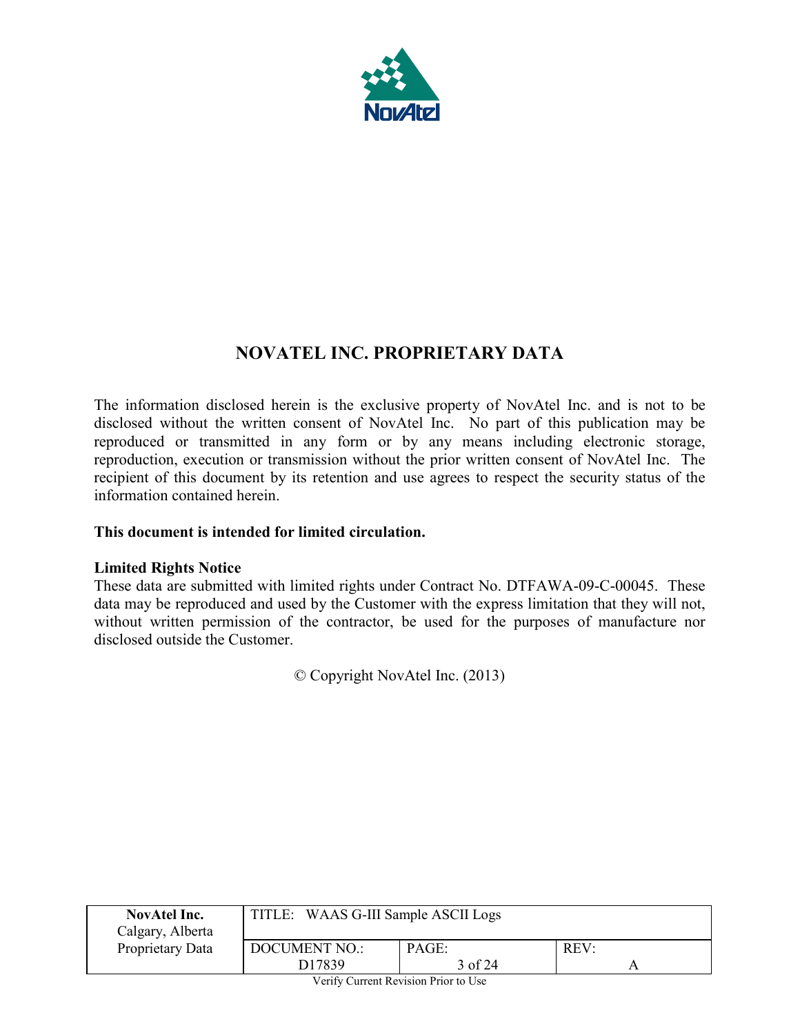# NOVATEL INC. PROPRIETARY DATA

The information disclosed herein is the exclusive property of NovAtel Inc. and is not to be disclosed without the written consent of NovAtel Inc. No part of this publication may be reproduced or transmitted in any form or by any means including electronic storage, reproduction, execution or transmission without the prior written consent of NovAtel Inc. The recipient of this document by its retention and use agrees to respect the security status of the information contained herein.

**This document is intended for limited circulation.**

**Limited Rights Notice**
These data are submitted with limited rights under Contract No. DTFAWA-09-C-00045. These data may be reproduced and used by the Customer with the express limitation that they will not, without written permission of the contractor, be used for the purposes of manufacture nor disclosed outside the Customer.

© Copyright NovAtel Inc. (2013)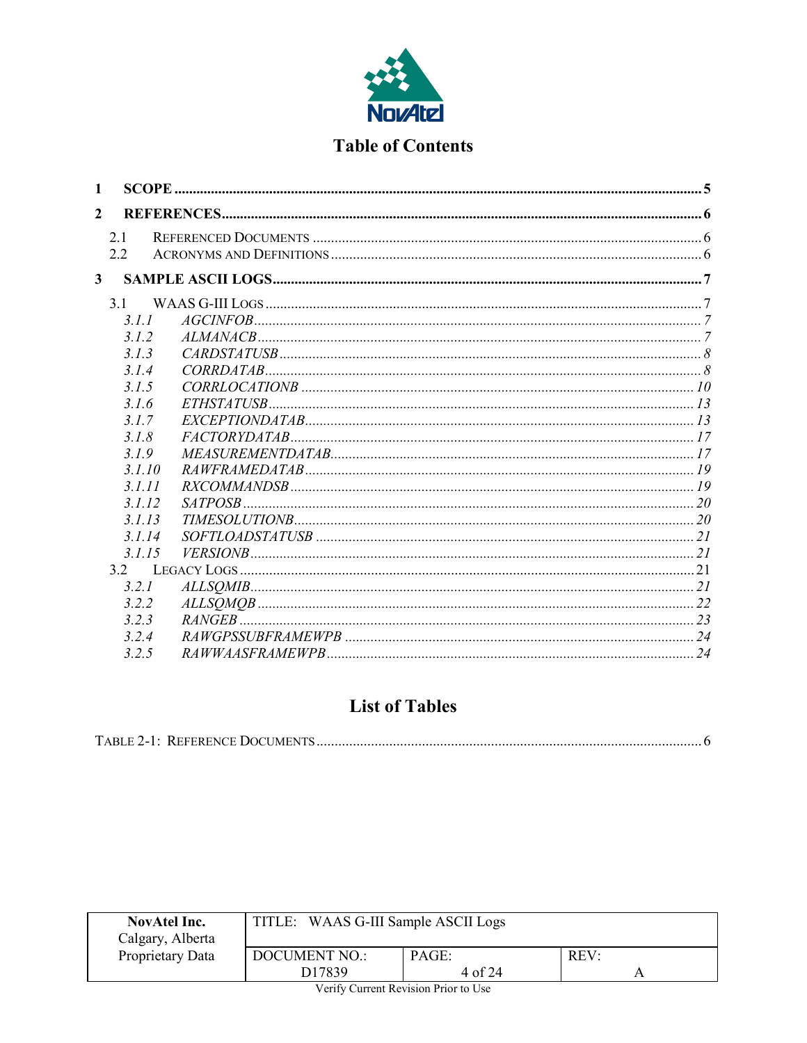# Table of Contents

**1 SCOPE** .......... **5**

**2 REFERENCES** .......... **6**

- 2.1 Referenced Documents .......... 6
- 2.2 Acronyms and Definitions .......... 6

**3 SAMPLE ASCII LOGS** .......... **7**

- 3.1 WAAS G-III Logs .......... 7
  - *3.1.1 AGCINFOB* .......... *7*
  - *3.1.2 ALMANACB* .......... *7*
  - *3.1.3 CARDSTATUSB* .......... *8*
  - *3.1.4 CORRDATAB* .......... *8*
  - *3.1.5 CORRLOCATIONB* .......... *10*
  - *3.1.6 ETHSTATUSB* .......... *13*
  - *3.1.7 EXCEPTIONDATAB* .......... *13*
  - *3.1.8 FACTORYDATAB* .......... *17*
  - *3.1.9 MEASUREMENTDATAB* .......... *17*
  - *3.1.10 RAWFRAMEDATAB* .......... *19*
  - *3.1.11 RXCOMMANDSB* .......... *19*
  - *3.1.12 SATPOSB* .......... *20*
  - *3.1.13 TIMESOLUTIONB* .......... *20*
  - *3.1.14 SOFTLOADSTATUSB* .......... *21*
  - *3.1.15 VERSIONB* .......... *21*
- 3.2 Legacy Logs .......... 21
  - *3.2.1 ALLSQMIB* .......... *21*
  - *3.2.2 ALLSQMQB* .......... *22*
  - *3.2.3 RANGEB* .......... *23*
  - *3.2.4 RAWGPSSUBFRAMEWPB* .......... *24*
  - *3.2.5 RAWWAASFRAMEWPB* .......... *24*

# List of Tables

Table 2-1: Reference Documents .......... 6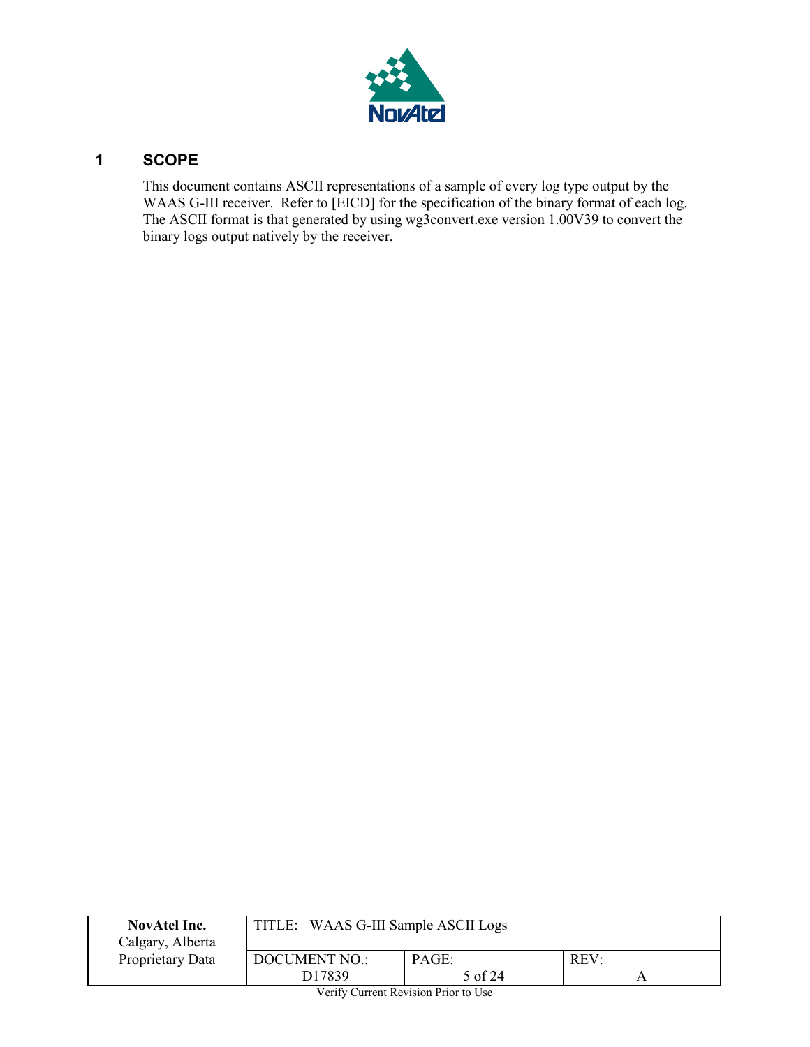# 1 SCOPE

This document contains ASCII representations of a sample of every log type output by the WAAS G-III receiver. Refer to [EICD] for the specification of the binary format of each log. The ASCII format is that generated by using wg3convert.exe version 1.00V39 to convert the binary logs output natively by the receiver.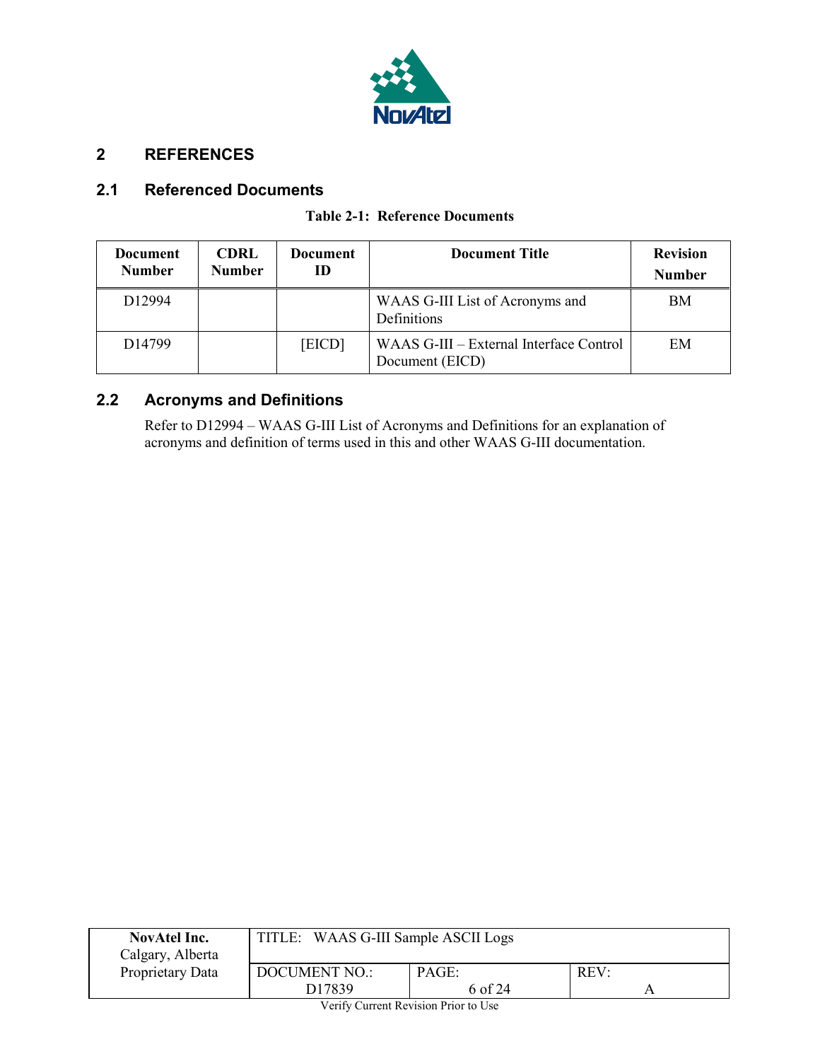# 2 REFERENCES

## 2.1 Referenced Documents

**Table 2-1: Reference Documents**

| Document Number | CDRL Number | Document ID | Document Title | Revision Number |
|---|---|---|---|---|
| D12994 | | | WAAS G-III List of Acronyms and Definitions | BM |
| D14799 | | [EICD] | WAAS G-III – External Interface Control Document (EICD) | EM |

## 2.2 Acronyms and Definitions

Refer to D12994 – WAAS G-III List of Acronyms and Definitions for an explanation of acronyms and definition of terms used in this and other WAAS G-III documentation.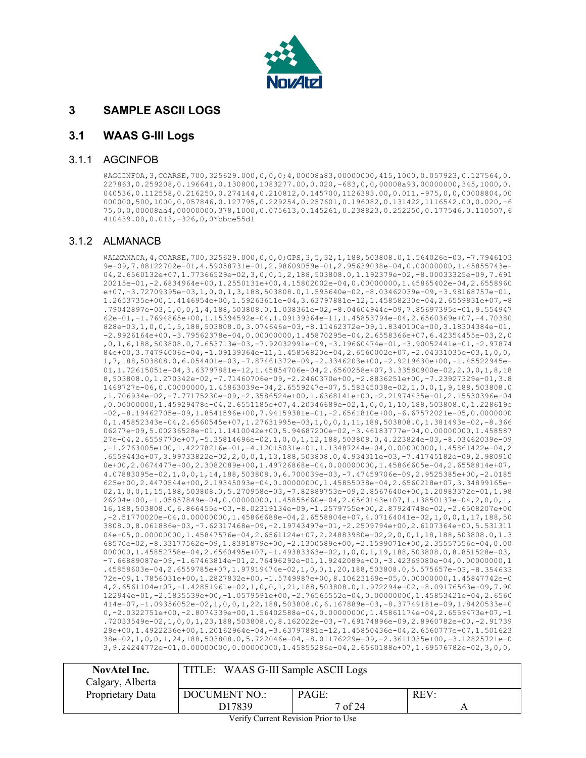# 3 SAMPLE ASCII LOGS

## 3.1 WAAS G-III Logs

### 3.1.1 AGCINFOB

```
@AGCINFOA,3,COARSE,700,325629.000,0,0,0;4,00008a83,00000000,415,1000,0.057923,0.127564,0.
227863,0.259208,0.196641,0.130800,1083277.00,0.020,-683,0,0,00008a93,00000000,345,1000,0.
040536,0.112558,0.216250,0.274144,0.210812,0.145700,1126383.00,0.011,-975,0,0,00008804,00
000000,500,1000,0.057846,0.127795,0.229254,0.257601,0.196082,0.131422,1116542.00,0.020,-6
75,0,0,00008aa4,00000000,378,1000,0.075613,0.145261,0.238823,0.252250,0.177546,0.110507,6
410439.00,0.013,-326,0,0*bbce55d1
```

### 3.1.2 ALMANACB

```
@ALMANACA,4,COARSE,700,325629.000,0,0,0;GPS,3,5,32,1,188,503808.0,1.564026e-03,-7.7946103
9e-09,7.88122702e-01,4.59058731e-01,2.98609059e-01,2.95639038e-04,0.00000000,1.45855743e-
04,2.6560132e+07,1.77366529e-02,3,0,0,1,2,188,503808.0,1.192379e-02,-8.00033325e-09,7.691
20215e-01,-2.6834964e+00,1.2550131e+00,4.15802002e-04,0.00000000,1.45865402e-04,2.6558960
e+07,-3.72709395e-03,1,0,0,1,3,188,503808.0,1.595640e-02,-8.03462039e-09,-3.98168757e-01,
1.2653735e+00,1.4146954e+00,1.59263611e-04,3.63797881e-12,1.45858230e-04,2.6559831e+07,-8
.79042897e-03,1,0,0,1,4,188,503808.0,1.038361e-02,-8.04604944e-09,7.85697395e-01,9.554947
62e-01,-1.7694865e+00,1.15394592e-04,1.09139364e-11,1.45853794e-04,2.6560369e+07,-4.70380
828e-03,1,0,0,1,5,188,503808.0,3.074646e-03,-8.11462372e-09,1.8340100e+00,3.18304384e-01,
-2.9926164e+00,-3.79562378e-04,0.00000000,1.45870295e-04,2.6558366e+07,6.42354455e-03,2,0
,0,1,6,188,503808.0,7.653713e-03,-7.92032991e-09,-3.19660474e-01,-3.90052441e-01,-2.97874
84e+00,3.74794006e-04,-1.09139364e-11,1.45856820e-04,2.6560002e+07,-2.04331035e-03,1,0,0,
1,7,188,503808.0,6.054401e-03,-7.87461372e-09,-2.3346203e+00,-2.9219630e+00,-1.45522945e-
01,1.72615051e-04,3.63797881e-12,1.45854706e-04,2.6560258e+07,3.33580900e-02,2,0,0,1,8,18
8,503808.0,1.270342e-02,-7.71460706e-09,-2.2460370e+00,-2.8836251e+00,-7.23927329e-01,3.8
1469727e-06,0.00000000,1.45863039e-04,2.6559247e+07,5.58345038e-02,1,0,0,1,9,188,503808.0
,1.706934e-02,-7.77175230e-09,-2.3586524e+00,1.6368141e+00,-2.21974435e-01,2.15530396e-04
,0.00000000,1.45929478e-04,2.6551185e+07,4.20346689e-02,1,0,0,1,10,188,503808.0,1.228619e
-02,-8.19462705e-09,1.8541596e+00,7.94159381e-01,-2.6561810e+00,-6.67572021e-05,0.0000000
0,1.45852343e-04,2.6560545e+07,1.27631995e-03,1,0,0,1,11,188,503808.0,1.381493e-02,-8.366
06277e-09,5.00236528e-01,1.1410042e+00,5.94687200e-02,-3.46183777e-04,0.00000000,1.458587
27e-04,2.6559770e+07,-5.35814696e-02,1,0,0,1,12,188,503808.0,4.223824e-03,-8.03462039e-09
,-1.2763005e+00,1.42278216e-01,-4.12015031e-01,1.13487244e-04,0.00000000,1.45861422e-04,2
.6559443e+07,3.99733822e-02,2,0,0,1,13,188,503808.0,4.934311e-03,-7.41745182e-09,2.980910
0e+00,2.0674477e+00,2.3082089e+00,1.49726868e-04,0.00000000,1.45866605e-04,2.6558814e+07,
4.07883095e-02,1,0,0,1,14,188,503808.0,6.700039e-03,-7.47459706e-09,2.9525385e+00,-2.0185
625e+00,2.4470544e+00,2.19345093e-04,0.00000000,1.45855038e-04,2.6560218e+07,3.34899165e-
02,1,0,0,1,15,188,503808.0,5.270958e-03,-7.82889753e-09,2.8567640e+00,1.20983372e-01,1.98
26204e+00,-1.05857849e-04,0.00000000,1.45855660e-04,2.6560143e+07,1.13850137e-04,2,0,0,1,
16,188,503808.0,6.866455e-03,-8.02319134e-09,-1.2579755e+00,2.87924748e-02,-2.6508207e+00
,-2.51770020e-04,0.00000000,1.45866688e-04,2.6558804e+07,4.07164041e-02,1,0,0,1,17,188,50
3808.0,8.061886e-03,-7.62317468e-09,-2.19743497e-01,-2.2509794e+00,2.6107364e+00,5.531311
04e-05,0.00000000,1.45847576e-04,2.6561124e+07,2.24883980e-02,2,0,0,1,18,188,503808.0,1.3
68570e-02,-8.33177562e-09,1.8391879e+00,-2.1300589e+00,-2.1599071e+00,2.35557556e-04,0.00
000000,1.45852758e-04,2.6560495e+07,-1.49383363e-02,1,0,0,1,19,188,503808.0,8.851528e-03,
-7.66889087e-09,-1.67463814e-01,2.76496292e-01,1.9242089e+00,-3.42369080e-04,0.00000000,1
.45858603e-04,2.6559785e+07,1.97919474e-02,1,0,0,1,20,188,503808.0,5.575657e-03,-8.354633
72e-09,1.7856031e+00,1.2827832e+00,-1.5749987e+00,8.10623169e-05,0.00000000,1.45847742e-0
4,2.6561104e+07,-1.42851961e-02,1,0,0,1,21,188,503808.0,1.972294e-02,-8.09176563e-09,7.90
122944e-01,-2.1835539e+00,-1.0579591e+00,-2.76565552e-04,0.00000000,1.45853421e-04,2.6560
414e+07,-1.09356052e-02,1,0,0,1,22,188,503808.0,6.167889e-03,-8.37749181e-09,1.8420533e+0
0,-2.0322751e+00,-2.8074339e+00,1.56402588e-04,0.00000000,1.45861174e-04,2.6559473e+07,-1
.72033549e-02,1,0,0,1,23,188,503808.0,8.162022e-03,-7.69174896e-09,2.8960782e+00,-2.91739
29e+00,1.4922236e+00,1.20162964e-04,-3.63797881e-12,1.45850436e-04,2.6560777e+07,1.501623
38e-02,1,0,0,1,24,188,503808.0,5.722046e-04,-8.01176229e-09,-2.3611035e+00,-3.12825721e-0
3,9.24244772e-01,0.00000000,0.00000000,1.45855286e-04,2.6560188e+07,1.69576782e-02,3,0,0,
```

| NovAtel Inc. Calgary, Alberta Proprietary Data | TITLE: WAAS G-III Sample ASCII Logs | | |
|---|---|---|---|
| | DOCUMENT NO.: D17839 | PAGE: 7 of 24 | REV: A |

Verify Current Revision Prior to Use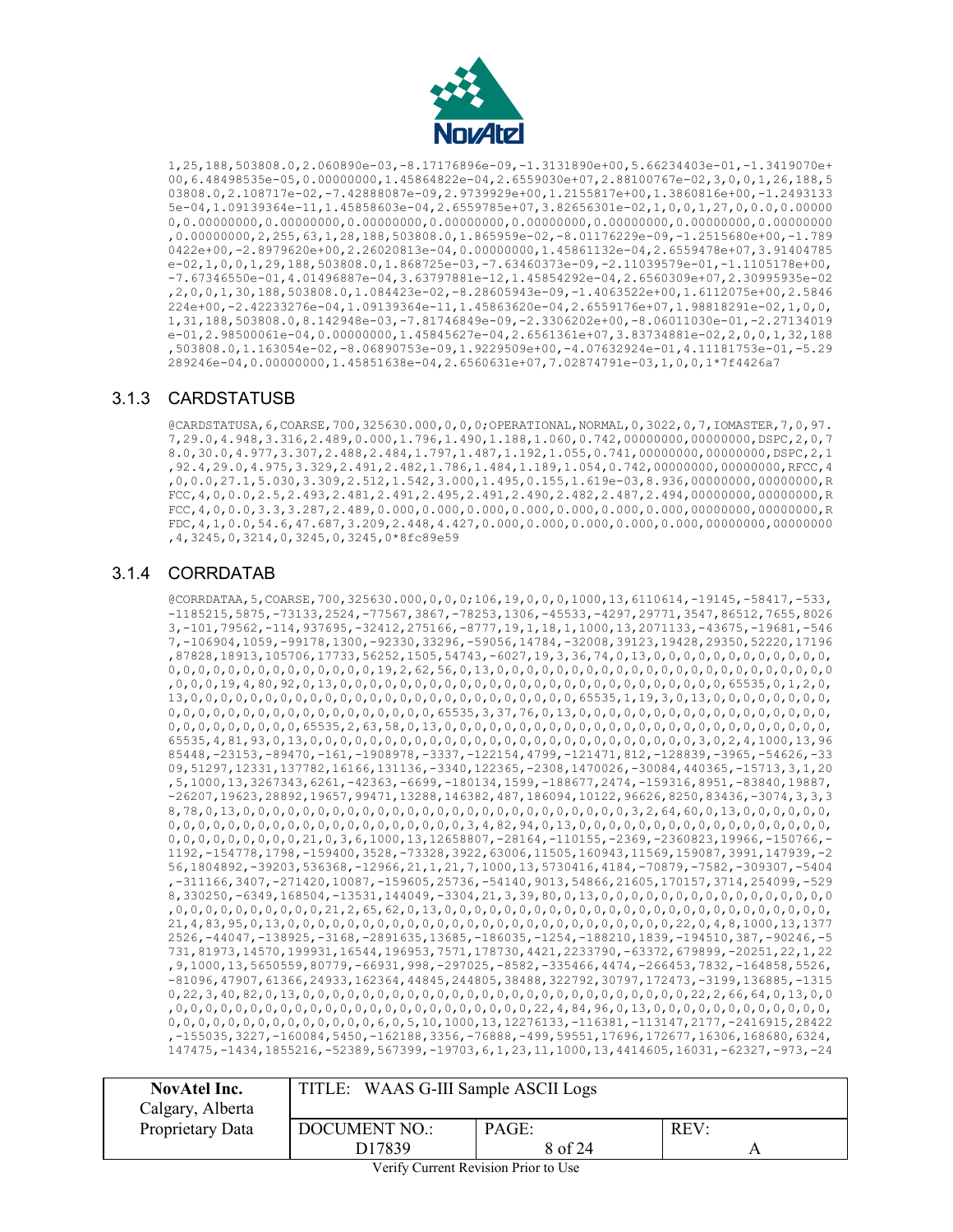```
1,25,188,503808.0,2.060890e-03,-8.17176896e-09,-1.3131890e+00,5.66234403e-01,-1.3419070e+
00,6.48498535e-05,0.00000000,1.45864822e-04,2.6559030e+07,2.88100767e-02,3,0,0,1,26,188,5
03808.0,2.108717e-02,-7.42888087e-09,2.9739929e+00,1.2155817e+00,1.3860816e+00,-1.2493133
5e-04,1.09139364e-11,1.45858603e-04,2.6559785e+07,3.82656301e-02,1,0,0,1,27,0,0.0,0.00000
0,0.00000000,0.00000000,0.00000000,0.00000000,0.00000000,0.00000000,0.00000000,0.00000000
,0.00000000,2,255,63,1,28,188,503808.0,1.865959e-02,-8.01176229e-09,-1.2515680e+00,-1.789
0422e+00,-2.8979620e+00,2.26020813e-04,0.00000000,1.45861132e-04,2.6559478e+07,3.91404785
e-02,1,0,0,1,29,188,503808.0,1.868725e-03,-7.63460373e-09,-2.11039579e-01,-1.1105178e+00,
-7.67346550e-01,4.01496887e-04,3.63797881e-12,1.45854292e-04,2.6560309e+07,2.30995935e-02
,2,0,0,1,30,188,503808.0,1.084423e-02,-8.28605943e-09,-1.4063522e+00,1.6112075e+00,2.5846
224e+00,-2.42233276e-04,1.09139364e-11,1.45863620e-04,2.6559176e+07,1.98818291e-02,1,0,0,
1,31,188,503808.0,8.142948e-03,-7.81746849e-09,-2.3306202e+00,-8.06011030e-01,-2.27134019
e-01,2.98500061e-04,0.00000000,1.45845627e-04,2.6561361e+07,3.83734881e-02,2,0,0,1,32,188
,503808.0,1.163054e-02,-8.06890753e-09,1.9229509e+00,-4.07632924e-01,4.11181753e-01,-5.29
289246e-04,0.00000000,1.45851638e-04,2.6560631e+07,7.02874791e-03,1,0,0,1*7f4426a7
```

### 3.1.3 CARDSTATUSB

```
@CARDSTATUSA,6,COARSE,700,325630.000,0,0,0;OPERATIONAL,NORMAL,0,3022,0,7,IOMASTER,7,0,97.
7,29.0,4.948,3.316,2.489,0.000,1.796,1.490,1.188,1.060,0.742,00000000,00000000,DSPC,2,0,7
8.0,30.0,4.977,3.307,2.488,2.484,1.797,1.487,1.192,1.055,0.741,00000000,00000000,DSPC,2,1
,92.4,29.0,4.975,3.329,2.491,2.482,1.786,1.484,1.189,1.054,0.742,00000000,00000000,RFCC,4
,0,0.0,27.1,5.030,3.309,2.512,1.542,3.000,1.495,0.155,1.619e-03,8.936,00000000,00000000,R
FCC,4,0,0.0,2.5,2.493,2.481,2.491,2.495,2.491,2.490,2.482,2.487,2.494,00000000,00000000,R
FCC,4,0,0.0,3.3,3.287,2.489,0.000,0.000,0.000,0.000,0.000,0.000,0.000,00000000,00000000,R
FDC,4,1,0.0,54.6,47.687,3.209,2.448,4.427,0.000,0.000,0.000,0.000,0.000,00000000,00000000
,4,3245,0,3214,0,3245,0,3245,0*8fc89e59
```

### 3.1.4 CORRDATAB

```
@CORRDATAA,5,COARSE,700,325630.000,0,0,0;106,19,0,0,0,1000,13,6110614,-19145,-58417,-533,
-1185215,5875,-73133,2524,-77567,3867,-78253,1306,-45533,-4297,29771,3547,86512,7655,8026
3,-101,79562,-114,937695,-32412,275166,-8777,19,1,18,1,1000,13,2071133,-43675,-19681,-546
7,-106904,1059,-99178,1300,-92330,33296,-59056,14784,-32008,39123,19428,29350,52220,17196
,87828,18913,105706,17733,56252,1505,54743,-6027,19,3,36,74,0,13,0,0,0,0,0,0,0,0,0,0,0,0,
0,0,0,0,0,0,0,0,0,0,0,0,0,0,0,19,2,62,56,0,13,0,0,0,0,0,0,0,0,0,0,0,0,0,0,0,0,0,0,0,0,0,0
,0,0,0,19,4,80,92,0,13,0,0,0,0,0,0,0,0,0,0,0,0,0,0,0,0,0,0,0,0,0,0,0,0,0,0,65535,0,1,2,0,
13,0,0,0,0,0,0,0,0,0,0,0,0,0,0,0,0,0,0,0,0,0,0,0,0,65535,1,19,3,0,13,0,0,0,0,0,0,0,0,0,
0,0,0,0,0,0,0,0,0,0,0,0,0,0,0,0,0,0,0,0,0,65535,3,37,76,0,13,0,0,0,0,0,0,0,0,0,0,0,0,0,0,
0,0,0,0,0,0,0,0,0,0,65535,2,63,58,0,13,0,0,0,0,0,0,0,0,0,0,0,0,0,0,0,0,0,0,0,0,0,0,0,0,0,
65535,4,81,93,0,13,0,0,0,0,0,0,0,0,0,0,0,0,0,0,0,0,0,0,0,0,0,0,0,0,0,3,0,2,4,1000,13,96
85448,-23153,-89470,-161,-1908978,-3337,-122154,4799,-121471,812,-128839,-3965,-54626,-33
09,51297,12331,137782,16166,131136,-3340,122365,-2308,1470026,-30084,440365,-15713,3,1,20
,5,1000,13,3267343,6261,-42363,-6699,-180134,1599,-188677,2474,-159316,8951,-83840,19887,
-26207,19623,28892,19657,99471,13288,146382,487,186094,10122,96626,8250,83436,-3074,3,3,3
8,78,0,13,0,0,0,0,0,0,0,0,0,0,0,0,0,0,0,0,0,0,0,0,0,0,0,0,0,0,3,2,64,60,0,13,0,0,0,0,0,0,
0,0,0,0,0,0,0,0,0,0,0,0,0,0,0,0,0,0,0,0,0,0,3,4,82,94,0,13,0,0,0,0,0,0,0,0,0,0,0,0,0,0,0,
0,0,0,0,0,0,0,0,0,0,21,0,3,6,1000,13,12658807,-28164,-110155,-2369,-2360823,19966,-150766,-
1192,-154778,1798,-159400,3528,-73328,3922,63006,11505,160943,11569,159087,3991,147939,-2
56,1804892,-39203,536368,-12966,21,1,21,7,1000,13,5730416,4184,-70879,-7582,-309307,-5404
,-311166,3407,-271420,10087,-159605,25736,-54140,9013,54866,21605,170157,3714,254099,-529
8,330250,-6349,168504,-13531,144049,-3304,21,3,39,80,0,13,0,0,0,0,0,0,0,0,0,0,0,0,0,0,0,0
,0,0,0,0,0,0,0,0,0,0,0,21,2,65,62,0,13,0,0,0,0,0,0,0,0,0,0,0,0,0,0,0,0,0,0,0,0,0,0,0,0,0,
21,4,83,95,0,13,0,0,0,0,0,0,0,0,0,0,0,0,0,0,0,0,0,0,0,0,0,0,0,0,0,22,0,4,8,1000,13,1377
2526,-44047,-138925,-3168,-2891635,13685,-186035,-1254,-188210,1839,-194510,387,-90246,-5
731,81973,14570,199931,16544,196953,7571,178730,4421,2233790,-63372,679899,-20251,22,1,22
,9,1000,13,5650559,80779,-66931,998,-297025,-8582,-335466,4474,-266453,7832,-164858,5526,
-81096,47907,61366,24933,162364,44845,244805,38488,322792,30797,172473,-3199,136885,-1315
0,22,3,40,82,0,13,0,0,0,0,0,0,0,0,0,0,0,0,0,0,0,0,0,0,0,0,0,0,0,0,22,2,66,64,0,13,0,0
,0,0,0,0,0,0,0,0,0,0,0,0,0,0,0,0,0,0,0,0,0,0,0,22,4,84,96,0,13,0,0,0,0,0,0,0,0,0,0,0,0,
0,0,0,0,0,0,0,0,0,0,0,0,0,0,0,0,6,0,5,10,1000,13,12276133,-116381,-113147,2177,-2416915,28422
,-155035,3227,-160084,5450,-162188,3356,-76888,-499,59551,17696,172677,16306,168680,6324,
147475,-1434,1855216,-52389,567399,-19703,6,1,23,11,1000,13,4414605,16031,-62327,-973,-24
```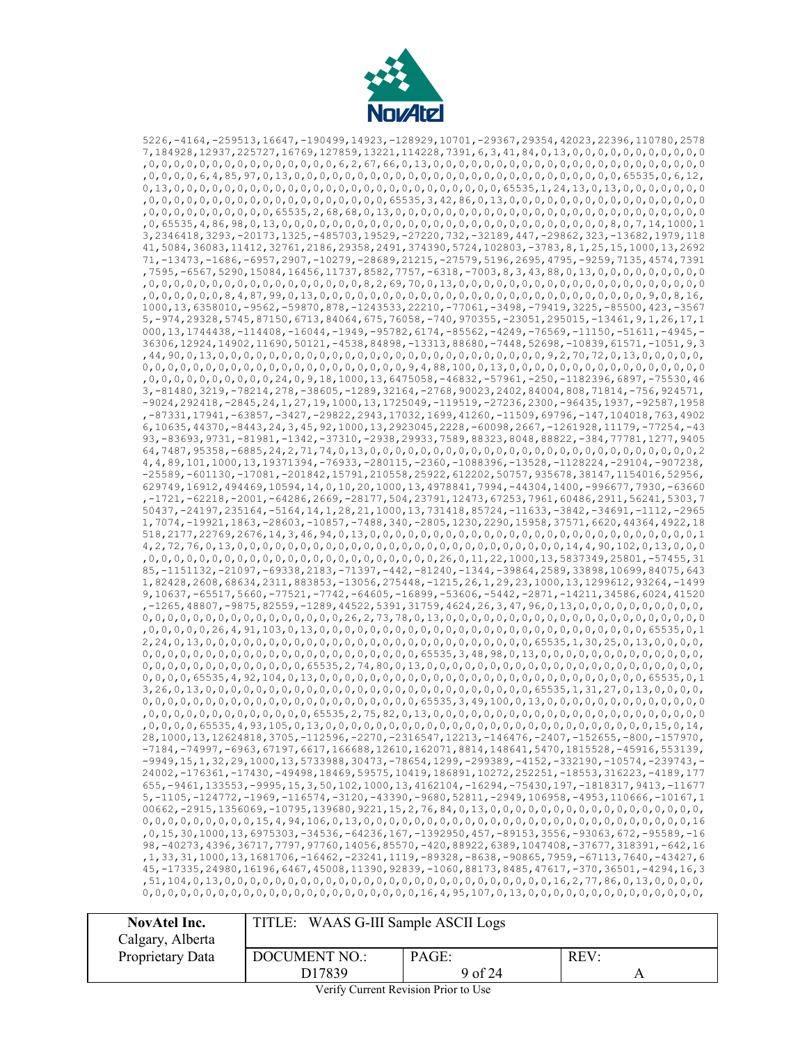```
5226,-4164,-259513,16647,-190499,14923,-128929,10701,-29367,29354,42023,22396,110780,2578
7,184928,12937,225727,16769,127859,13221,114228,7391,6,3,41,84,0,13,0,0,0,0,0,0,0,0,0,0,0
,0,0,0,0,0,0,0,0,0,0,0,0,0,0,0,0,0,0,6,2,67,66,0,13,0,0,0,0,0,0,0,0,0,0,0,0,0,0,0,0,0,0,0,0
,0,0,0,0,6,4,85,97,0,13,0,0,0,0,0,0,0,0,0,0,0,0,0,0,0,0,0,0,0,0,0,0,0,0,0,0,0,65535,0,6,12,
0,13,0,0,0,0,0,0,0,0,0,0,0,0,0,0,0,0,0,0,0,0,0,0,0,0,0,0,0,0,0,65535,1,24,13,0,13,0,0,0,0,0,0
,0,0,0,0,0,0,0,0,0,0,0,0,0,0,0,0,0,0,0,0,0,0,0,65535,3,42,86,0,13,0,0,0,0,0,0,0,0,0,0,0,0,0
,0,0,0,0,0,0,0,0,0,0,0,0,65535,2,68,68,0,13,0,0,0,0,0,0,0,0,0,0,0,0,0,0,0,0,0,0,0,0,0,0,0,0
,0,65535,4,86,98,0,13,0,0,0,0,0,0,0,0,0,0,0,0,0,0,0,0,0,0,0,0,0,0,0,0,0,0,0,8,0,7,14,1000,1
3,2346418,3293,-20173,1325,-485703,19529,-27220,732,-32189,447,-29862,323,-13682,1979,118
41,5084,36083,11412,32761,2186,29358,2491,374390,5724,102803,-3783,8,1,25,15,1000,13,2692
71,-13473,-1686,-6957,2907,-10279,-28689,21215,-27579,5196,2695,4795,-9259,7135,4574,7391
,7595,-6567,5290,15084,16456,11737,8582,7757,-6318,-7003,8,3,43,88,0,13,0,0,0,0,0,0,0,0,0
,0,0,0,0,0,0,0,0,0,0,0,0,0,0,0,0,0,0,0,8,2,69,70,0,13,0,0,0,0,0,0,0,0,0,0,0,0,0,0,0,0,0,0,0
,0,0,0,0,0,0,8,4,87,99,0,13,0,0,0,0,0,0,0,0,0,0,0,0,0,0,0,0,0,0,0,0,0,0,0,0,0,9,0,8,16,
1000,13,6358010,-9562,-59870,878,-1243533,22210,-77061,-3498,-79419,3225,-85500,423,-3567
5,-974,29328,5745,87150,6713,84064,675,76058,-740,970355,-23051,295015,-13461,9,1,26,17,1
000,13,1744438,-114408,-16044,-1949,-95782,6174,-85562,-4249,-76569,-11150,-51611,-4945,-
36306,12924,14902,11690,50121,-4538,84898,-13313,88680,-7448,52698,-10839,61571,-1051,9,3
,44,90,0,13,0,0,0,0,0,0,0,0,0,0,0,0,0,0,0,0,0,0,0,0,0,0,0,0,0,0,0,0,9,2,70,72,0,13,0,0,0,0,0,
0,0,0,0,0,0,0,0,0,0,0,0,0,0,0,0,0,0,0,0,0,0,0,9,4,88,100,0,13,0,0,0,0,0,0,0,0,0,0,0,0,0,0,0
,0,0,0,0,0,0,0,0,0,0,0,24,0,9,18,1000,13,6475058,-46832,-57961,-250,-1182396,6897,-75530,46
3,-81480,3219,-78214,278,-38605,-1289,32164,-2768,90023,2402,84004,808,71814,-756,924571,
-9024,292418,-2845,24,1,27,19,1000,13,1725049,-119519,-27236,2300,-96435,1937,-92587,1958
,-87331,17941,-63857,-3427,-29822,2943,17032,1699,41260,-11509,69796,-147,104018,763,4902
6,10635,44370,-8443,24,3,45,92,1000,13,2923045,2228,-60098,2667,-1261928,11179,-77254,-43
93,-83693,9731,-81981,-1342,-37310,-2938,29933,7589,88323,8048,88822,-384,77781,1277,9405
64,7487,95358,-6885,24,2,71,74,0,13,0,0,0,0,0,0,0,0,0,0,0,0,0,0,0,0,0,0,0,0,0,0,0,0,0,0,0,2
4,4,89,101,1000,13,19371394,-76933,-280115,-2360,-1088396,-13528,-1128224,-29104,-907238,
-25589,-601130,-17081,-201842,15791,210558,25922,612202,50757,935678,38147,1154016,52956,
629749,16912,494469,10594,14,0,10,20,1000,13,4978841,7994,-44304,1400,-996677,7930,-63660
,-1721,-62218,-2001,-64286,2669,-28177,504,23791,12473,67253,7961,60486,2911,56241,5303,7
50437,-24197,235164,-5164,14,1,28,21,1000,13,731418,85724,-11633,-3842,-34691,-1112,-2965
1,7074,-19921,1863,-28603,-10857,-7488,340,-2805,1230,2290,15958,37571,6620,44364,4922,18
518,2177,22769,2676,14,3,46,94,0,13,0,0,0,0,0,0,0,0,0,0,0,0,0,0,0,0,0,0,0,0,0,0,0,0,0,0,0,1
4,2,72,76,0,13,0,0,0,0,0,0,0,0,0,0,0,0,0,0,0,0,0,0,0,0,0,0,0,0,0,0,0,14,4,90,102,0,13,0,0,0
,0,0,0,0,0,0,0,0,0,0,0,0,0,0,0,0,0,0,0,0,0,0,0,0,0,26,0,11,22,1000,13,5837349,25801,-57455,31
85,-1151132,-21097,-69338,2183,-71397,-442,-81240,-1344,-39864,2589,33898,10699,84075,643
1,82428,2608,68634,2311,883853,-13056,275448,-1215,26,1,29,23,1000,13,1299612,93264,-1499
9,10637,-65517,5660,-77521,-7742,-64605,-16899,-53606,-5442,-2871,-14211,34586,6024,41520
,-1265,48807,-9875,82559,-1289,44522,5391,31759,4624,26,3,47,96,0,13,0,0,0,0,0,0,0,0,0,0,
0,0,0,0,0,0,0,0,0,0,0,0,0,0,0,0,0,0,0,26,2,73,78,0,13,0,0,0,0,0,0,0,0,0,0,0,0,0,0,0,0,0,0,0,0
,0,0,0,0,0,26,4,91,103,0,13,0,0,0,0,0,0,0,0,0,0,0,0,0,0,0,0,0,0,0,0,0,0,0,0,0,0,0,65535,0,1
2,24,0,13,0,0,0,0,0,0,0,0,0,0,0,0,0,0,0,0,0,0,0,0,0,0,0,0,0,0,0,65535,1,30,25,0,13,0,0,0,0,
0,0,0,0,0,0,0,0,0,0,0,0,0,0,0,0,0,0,0,0,0,0,0,0,0,65535,3,48,98,0,13,0,0,0,0,0,0,0,0,0,0,0,0,
0,0,0,0,0,0,0,0,0,0,0,0,0,0,0,0,65535,2,74,80,0,13,0,0,0,0,0,0,0,0,0,0,0,0,0,0,0,0,0,0,0,0,0,
0,0,0,0,65535,4,92,104,0,13,0,0,0,0,0,0,0,0,0,0,0,0,0,0,0,0,0,0,0,0,0,0,0,0,0,0,0,65535,0,1
3,26,0,13,0,0,0,0,0,0,0,0,0,0,0,0,0,0,0,0,0,0,0,0,0,0,0,0,0,0,0,65535,1,31,27,0,13,0,0,0,0,
0,0,0,0,0,0,0,0,0,0,0,0,0,0,0,0,0,0,0,0,0,0,0,0,0,65535,3,49,100,0,13,0,0,0,0,0,0,0,0,0,0,0,0
,0,0,0,0,0,0,0,0,0,0,0,0,0,0,0,65535,2,75,82,0,13,0,0,0,0,0,0,0,0,0,0,0,0,0,0,0,0,0,0,0,0,0,0
,0,0,0,0,65535,4,93,105,0,13,0,0,0,0,0,0,0,0,0,0,0,0,0,0,0,0,0,0,0,0,0,0,0,0,0,0,0,15,0,14,
28,1000,13,12624818,3705,-112596,-2270,-2316547,12213,-146476,-2407,-152655,-800,-157970,
-7184,-74997,-6963,67197,6617,166688,12610,162071,8814,148641,5470,1815528,-45916,553139,
-9949,15,1,32,29,1000,13,5733988,30473,-78654,1299,-299389,-4152,-332190,-10574,-239743,-
24002,-176361,-17430,-49498,18469,59575,10419,186891,10272,252251,-18553,316223,-4189,177
655,-9461,133553,-9995,15,3,50,102,1000,13,4162104,-16294,-75430,197,-1818317,9413,-11677
5,-1105,-124772,-1969,-116574,-3120,-43390,-9680,52811,-2949,106958,-4953,110666,-10167,1
00662,-2915,1356069,-10795,139680,9221,15,2,76,84,0,13,0,0,0,0,0,0,0,0,0,0,0,0,0,0,0,0,0,0,
0,0,0,0,0,0,0,0,0,0,0,15,4,94,106,0,13,0,0,0,0,0,0,0,0,0,0,0,0,0,0,0,0,0,0,0,0,0,0,0,0,0,0,16
,0,15,30,1000,13,6975303,-34536,-64236,167,-1392950,457,-89153,3556,-93063,672,-95589,-16
98,-40273,4396,36717,7797,97760,14056,85570,-420,88922,6389,1047408,-37677,318391,-642,16
,1,33,31,1000,13,1681706,-16462,-23241,1119,-89328,-8638,-90865,7959,-67113,7640,-43427,6
45,-17335,24980,16196,6467,45008,11390,92839,-1060,88173,8485,47617,-370,36501,-4294,16,3
,51,104,0,13,0,0,0,0,0,0,0,0,0,0,0,0,0,0,0,0,0,0,0,0,0,0,0,0,0,0,0,0,16,2,77,86,0,13,0,0,0,0,
0,0,0,0,0,0,0,0,0,0,0,0,0,0,0,0,0,0,0,0,0,0,0,0,16,4,95,107,0,13,0,0,0,0,0,0,0,0,0,0,0,0,0,0,
```

| NovAtel Inc. Calgary, Alberta Proprietary Data | TITLE: WAAS G-III Sample ASCII Logs | | |
|---|---|---|---|
| | DOCUMENT NO.: D17839 | PAGE: 9 of 24 | REV: A |

Verify Current Revision Prior to Use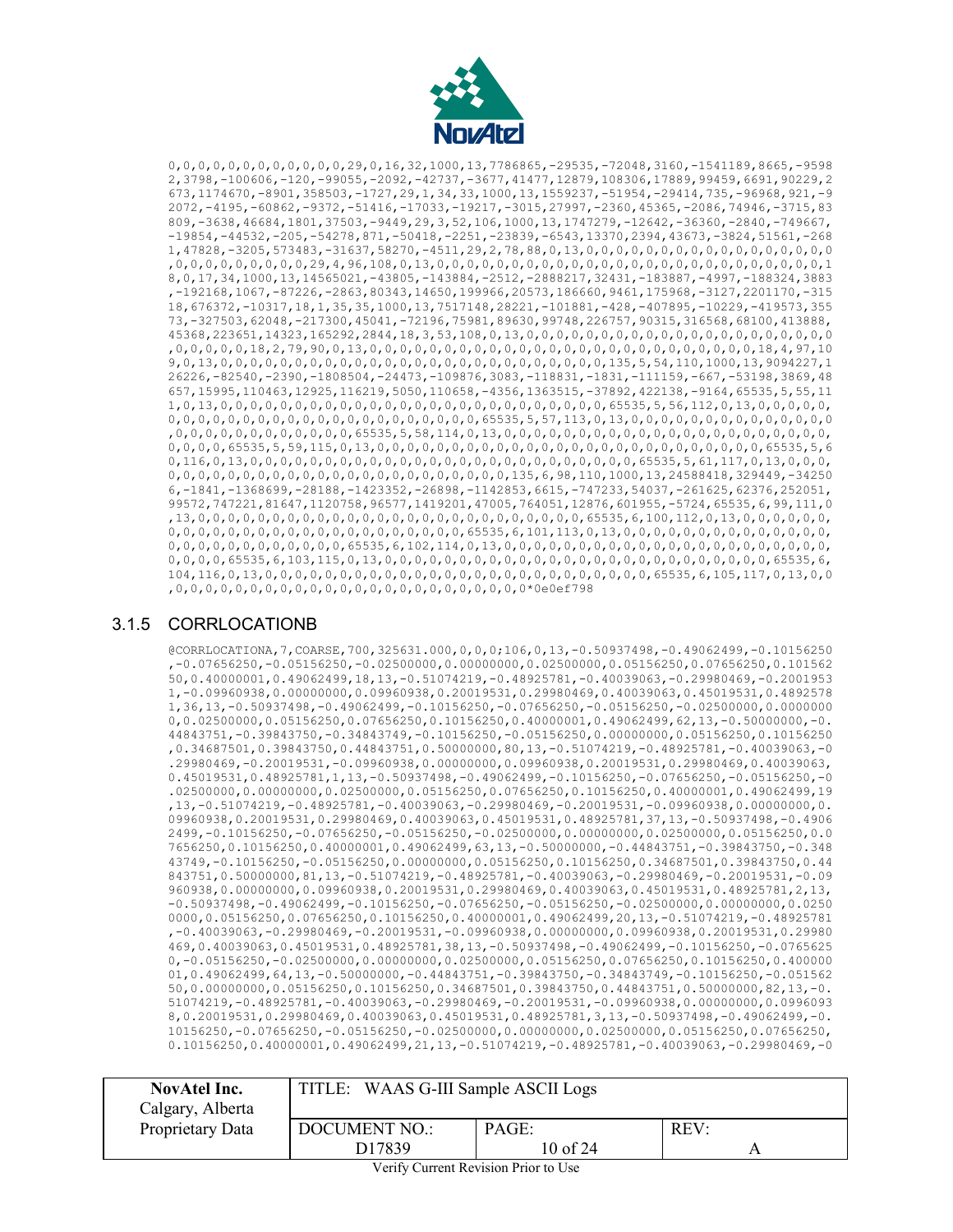```
0,0,0,0,0,0,0,0,0,0,0,0,29,0,16,32,1000,13,7786865,-29535,-72048,3160,-1541189,8665,-9598
2,3798,-100606,-120,-99055,-2092,-42737,-3677,41477,12879,108306,17889,99459,6691,90229,2
673,1174670,-8901,358503,-1727,29,1,34,33,1000,13,1559237,-51954,-29414,735,-96968,921,-9
2072,-4195,-60862,-9372,-51416,-17033,-19217,-3015,27997,-2360,45365,-2086,74946,-3715,83
809,-3638,46684,1801,37503,-9449,29,3,52,106,1000,13,1747279,-12642,-36360,-2840,-749667,
-19854,-44532,-205,-54278,871,-50418,-2251,-23839,-6543,13370,2394,43673,-3824,51561,-268
1,47828,-3205,573483,-31637,58270,-4511,29,2,78,88,0,13,0,0,0,0,0,0,0,0,0,0,0,0,0,0,0,0,0
,0,0,0,0,0,0,0,0,0,29,4,96,108,0,13,0,0,0,0,0,0,0,0,0,0,0,0,0,0,0,0,0,0,0,0,0,0,0,0,0,0,1
8,0,17,34,1000,13,14565021,-43805,-143884,-2512,-2888217,32431,-183887,-4997,-188324,3883
,-192168,1067,-87226,-2863,80343,14650,199966,20573,186660,9461,175968,-3127,2201170,-315
18,676372,-10317,18,1,35,35,1000,13,7517148,28221,-101881,-428,-407895,-10229,-419573,355
73,-327503,62048,-217300,45041,-72196,75981,89630,99748,226757,90315,316568,68100,413888,
45368,223651,14323,165292,2844,18,3,53,108,0,13,0,0,0,0,0,0,0,0,0,0,0,0,0,0,0,0,0,0,0,0,0
,0,0,0,0,0,18,2,79,90,0,13,0,0,0,0,0,0,0,0,0,0,0,0,0,0,0,0,0,0,0,0,0,0,0,0,18,4,97,10
9,0,13,0,0,0,0,0,0,0,0,0,0,0,0,0,0,0,0,0,0,0,0,0,0,0,0,0,0,0,135,5,54,110,1000,13,9094227,1
26226,-82540,-2390,-1808504,-24473,-109876,3083,-118831,-1831,-111159,-667,-53198,3869,48
657,15995,110463,12925,116219,5050,110658,-4356,1363515,-37892,422138,-9164,65535,5,55,11
1,0,13,0,0,0,0,0,0,0,0,0,0,0,0,0,0,0,0,0,0,0,0,0,0,0,0,0,0,65535,5,56,112,0,13,0,0,0,0,0,
0,0,0,0,0,0,0,0,0,0,0,0,0,0,0,0,0,0,0,0,0,0,0,65535,5,57,113,0,13,0,0,0,0,0,0,0,0,0,0,0,0
,0,0,0,0,0,0,0,0,0,0,0,0,0,65535,5,58,114,0,13,0,0,0,0,0,0,0,0,0,0,0,0,0,0,0,0,0,0,0,0,0,
0,0,0,0,65535,5,59,115,0,13,0,0,0,0,0,0,0,0,0,0,0,0,0,0,0,0,0,0,0,0,0,0,0,0,0,65535,5,6
0,116,0,13,0,0,0,0,0,0,0,0,0,0,0,0,0,0,0,0,0,0,0,0,0,0,0,0,0,0,65535,5,61,117,0,13,0,0,
0,0,0,0,0,0,0,0,0,0,0,0,0,0,0,0,0,0,0,0,0,0,0,0,0,135,6,98,110,1000,13,24588418,329449,-34250
6,-1841,-1368699,-28188,-1423352,-26898,-1142853,6615,-747233,54037,-261625,62376,252051,
99572,747221,81647,1120758,96577,1419201,47005,764051,12876,601955,-5724,65535,6,99,111,0
,13,0,0,0,0,0,0,0,0,0,0,0,0,0,0,0,0,0,0,0,0,0,0,0,0,0,0,0,0,65535,6,100,112,0,13,0,0,0,0,0,
0,0,0,0,0,0,0,0,0,0,0,0,0,0,0,0,0,0,0,0,0,0,0,65535,6,101,113,0,13,0,0,0,0,0,0,0,0,0,0,0,0,
0,0,0,0,0,0,0,0,0,0,0,0,0,0,65535,6,102,114,0,13,0,0,0,0,0,0,0,0,0,0,0,0,0,0,0,0,0,0,0,0,0,
0,0,0,0,65535,6,103,115,0,13,0,0,0,0,0,0,0,0,0,0,0,0,0,0,0,0,0,0,0,0,0,0,0,0,0,65535,6,
104,116,0,13,0,0,0,0,0,0,0,0,0,0,0,0,0,0,0,0,0,0,0,0,0,0,0,0,0,0,65535,6,105,117,0,13,0,0
,0,0,0,0,0,0,0,0,0,0,0,0,0,0,0,0,0,0,0,0,0,0,0,0*0e0ef798
```

### 3.1.5 CORRLOCATIONB

```
@CORRLOCATIONA,7,COARSE,700,325631.000,0,0,0;106,0,13,-0.50937498,-0.49062499,-0.10156250
,-0.07656250,-0.05156250,-0.02500000,0.00000000,0.02500000,0.05156250,0.07656250,0.101562
50,0.40000001,0.49062499,18,13,-0.51074219,-0.48925781,-0.40039063,-0.29980469,-0.2001953
1,-0.09960938,0.00000000,0.09960938,0.20019531,0.29980469,0.40039063,0.45019531,0.4892578
1,36,13,-0.50937498,-0.49062499,-0.10156250,-0.07656250,-0.05156250,-0.02500000,0.0000000
0,0.02500000,0.05156250,0.07656250,0.10156250,0.40000001,0.49062499,62,13,-0.50000000,-0.
44843751,-0.39843750,-0.34843749,-0.10156250,-0.05156250,0.00000000,0.05156250,0.10156250
,0.34687501,0.39843750,0.44843751,0.50000000,80,13,-0.51074219,-0.48925781,-0.40039063,-0
.29980469,-0.20019531,-0.09960938,0.00000000,0.09960938,0.20019531,0.29980469,0.40039063,
0.45019531,0.48925781,1,13,-0.50937498,-0.49062499,-0.10156250,-0.07656250,-0.05156250,-0
.02500000,0.00000000,0.02500000,0.05156250,0.07656250,0.10156250,0.40000001,0.49062499,19
,13,-0.51074219,-0.48925781,-0.40039063,-0.29980469,-0.20019531,-0.09960938,0.00000000,0.
09960938,0.20019531,0.29980469,0.40039063,0.45019531,0.48925781,37,13,-0.50937498,-0.4906
2499,-0.10156250,-0.07656250,-0.05156250,-0.02500000,0.00000000,0.02500000,0.05156250,0.0
7656250,0.10156250,0.40000001,0.49062499,63,13,-0.50000000,-0.44843751,-0.39843750,-0.348
43749,-0.10156250,-0.05156250,0.00000000,0.05156250,0.10156250,0.34687501,0.39843750,0.44
843751,0.50000000,81,13,-0.51074219,-0.48925781,-0.40039063,-0.29980469,-0.20019531,-0.09
960938,0.00000000,0.09960938,0.20019531,0.29980469,0.40039063,0.45019531,0.48925781,2,13,
-0.50937498,-0.49062499,-0.10156250,-0.07656250,-0.05156250,-0.02500000,0.00000000,0.0250
0000,0.05156250,0.07656250,0.10156250,0.40000001,0.49062499,20,13,-0.51074219,-0.48925781
,-0.40039063,-0.29980469,-0.20019531,-0.09960938,0.00000000,0.09960938,0.20019531,0.29980
469,0.40039063,0.45019531,0.48925781,38,13,-0.50937498,-0.49062499,-0.10156250,-0.0765625
0,-0.05156250,-0.02500000,0.00000000,0.02500000,0.05156250,0.07656250,0.10156250,0.400000
01,0.49062499,64,13,-0.50000000,-0.44843751,-0.39843750,-0.34843749,-0.10156250,-0.051562
50,0.00000000,0.05156250,0.10156250,0.34687501,0.39843750,0.44843751,0.50000000,82,13,-0.
51074219,-0.48925781,-0.40039063,-0.29980469,-0.20019531,-0.09960938,0.00000000,0.0996093
8,0.20019531,0.29980469,0.40039063,0.45019531,0.48925781,3,13,-0.50937498,-0.49062499,-0.
10156250,-0.07656250,-0.05156250,-0.02500000,0.00000000,0.02500000,0.05156250,0.07656250,
0.10156250,0.40000001,0.49062499,21,13,-0.51074219,-0.48925781,-0.40039063,-0.29980469,-0
```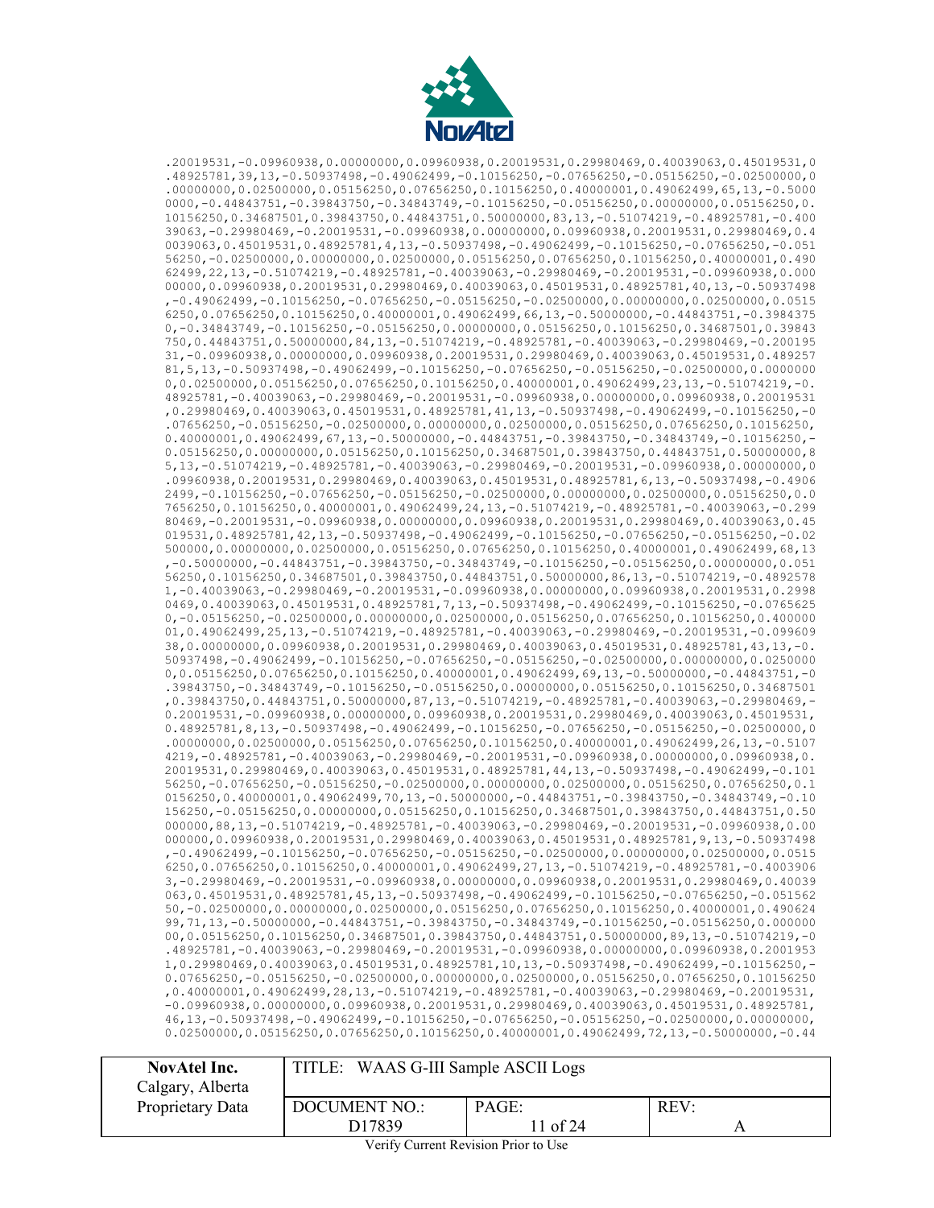```
.20019531,-0.09960938,0.00000000,0.09960938,0.20019531,0.29980469,0.40039063,0.45019531,0
.48925781,39,13,-0.50937498,-0.49062499,-0.10156250,-0.07656250,-0.05156250,-0.02500000,0
.00000000,0.02500000,0.05156250,0.07656250,0.10156250,0.40000001,0.49062499,65,13,-0.5000
0000,-0.44843751,-0.39843750,-0.34843749,-0.10156250,-0.05156250,0.00000000,0.05156250,0.
10156250,0.34687501,0.39843750,0.44843751,0.50000000,83,13,-0.51074219,-0.48925781,-0.400
39063,-0.29980469,-0.20019531,-0.09960938,0.00000000,0.09960938,0.20019531,0.29980469,0.4
0039063,0.45019531,0.48925781,4,13,-0.50937498,-0.49062499,-0.10156250,-0.07656250,-0.051
56250,-0.02500000,0.00000000,0.02500000,0.05156250,0.07656250,0.10156250,0.40000001,0.490
62499,22,13,-0.51074219,-0.48925781,-0.40039063,-0.29980469,-0.20019531,-0.09960938,0.000
00000,0.09960938,0.20019531,0.29980469,0.40039063,0.45019531,0.48925781,40,13,-0.50937498
,-0.49062499,-0.10156250,-0.07656250,-0.05156250,-0.02500000,0.00000000,0.02500000,0.0515
6250,0.07656250,0.10156250,0.40000001,0.49062499,66,13,-0.50000000,-0.44843751,-0.3984375
0,-0.34843749,-0.10156250,-0.05156250,0.00000000,0.05156250,0.10156250,0.34687501,0.39843
750,0.44843751,0.50000000,84,13,-0.51074219,-0.48925781,-0.40039063,-0.29980469,-0.200195
31,-0.09960938,0.00000000,0.09960938,0.20019531,0.29980469,0.40039063,0.45019531,0.489257
81,5,13,-0.50937498,-0.49062499,-0.10156250,-0.07656250,-0.05156250,-0.02500000,0.0000000
0,0.02500000,0.05156250,0.07656250,0.10156250,0.40000001,0.49062499,23,13,-0.51074219,-0.
48925781,-0.40039063,-0.29980469,-0.20019531,-0.09960938,0.00000000,0.09960938,0.20019531
,0.29980469,0.40039063,0.45019531,0.48925781,41,13,-0.50937498,-0.49062499,-0.10156250,-0
.07656250,-0.05156250,-0.02500000,0.00000000,0.02500000,0.05156250,0.07656250,0.10156250,
0.40000001,0.49062499,67,13,-0.50000000,-0.44843751,-0.39843750,-0.34843749,-0.10156250,-
0.05156250,0.00000000,0.05156250,0.10156250,0.34687501,0.39843750,0.44843751,0.50000000,8
5,13,-0.51074219,-0.48925781,-0.40039063,-0.29980469,-0.20019531,-0.09960938,0.00000000,0
.09960938,0.20019531,0.29980469,0.40039063,0.45019531,0.48925781,6,13,-0.50937498,-0.4906
2499,-0.10156250,-0.07656250,-0.05156250,-0.02500000,0.00000000,0.02500000,0.05156250,0.0
7656250,0.10156250,0.40000001,0.49062499,24,13,-0.51074219,-0.48925781,-0.40039063,-0.299
80469,-0.20019531,-0.09960938,0.00000000,0.09960938,0.20019531,0.29980469,0.40039063,0.45
019531,0.48925781,42,13,-0.50937498,-0.49062499,-0.10156250,-0.07656250,-0.05156250,-0.02
500000,0.00000000,0.02500000,0.05156250,0.07656250,0.10156250,0.40000001,0.49062499,68,13
,-0.50000000,-0.44843751,-0.39843750,-0.34843749,-0.10156250,-0.05156250,0.00000000,0.051
56250,0.10156250,0.34687501,0.39843750,0.44843751,0.50000000,86,13,-0.51074219,-0.4892578
1,-0.40039063,-0.29980469,-0.20019531,-0.09960938,0.00000000,0.09960938,0.20019531,0.2998
0469,0.40039063,0.45019531,0.48925781,7,13,-0.50937498,-0.49062499,-0.10156250,-0.0765625
0,-0.05156250,-0.02500000,0.00000000,0.02500000,0.05156250,0.07656250,0.10156250,0.400000
01,0.49062499,25,13,-0.51074219,-0.48925781,-0.40039063,-0.29980469,-0.20019531,-0.099609
38,0.00000000,0.09960938,0.20019531,0.29980469,0.40039063,0.45019531,0.48925781,43,13,-0.
50937498,-0.49062499,-0.10156250,-0.07656250,-0.05156250,-0.02500000,0.00000000,0.0250000
0,0.05156250,0.07656250,0.10156250,0.40000001,0.49062499,69,13,-0.50000000,-0.44843751,-0
.39843750,-0.34843749,-0.10156250,-0.05156250,0.00000000,0.05156250,0.10156250,0.34687501
,0.39843750,0.44843751,0.50000000,87,13,-0.51074219,-0.48925781,-0.40039063,-0.29980469,-
0.20019531,-0.09960938,0.00000000,0.09960938,0.20019531,0.29980469,0.40039063,0.45019531,
0.48925781,8,13,-0.50937498,-0.49062499,-0.10156250,-0.07656250,-0.05156250,-0.02500000,0
.00000000,0.02500000,0.05156250,0.07656250,0.10156250,0.40000001,0.49062499,26,13,-0.5107
4219,-0.48925781,-0.40039063,-0.29980469,-0.20019531,-0.09960938,0.00000000,0.09960938,0.
20019531,0.29980469,0.40039063,0.45019531,0.48925781,44,13,-0.50937498,-0.49062499,-0.101
56250,-0.07656250,-0.05156250,-0.02500000,0.00000000,0.02500000,0.05156250,0.07656250,0.1
0156250,0.40000001,0.49062499,70,13,-0.50000000,-0.44843751,-0.39843750,-0.34843749,-0.10
156250,-0.05156250,0.00000000,0.05156250,0.10156250,0.34687501,0.39843750,0.44843751,0.50
000000,88,13,-0.51074219,-0.48925781,-0.40039063,-0.29980469,-0.20019531,-0.09960938,0.00
000000,0.09960938,0.20019531,0.29980469,0.40039063,0.45019531,0.48925781,9,13,-0.50937498
,-0.49062499,-0.10156250,-0.07656250,-0.05156250,-0.02500000,0.00000000,0.02500000,0.0515
6250,0.07656250,0.10156250,0.40000001,0.49062499,27,13,-0.51074219,-0.48925781,-0.4003906
3,-0.29980469,-0.20019531,-0.09960938,0.00000000,0.09960938,0.20019531,0.29980469,0.40039
063,0.45019531,0.48925781,45,13,-0.50937498,-0.49062499,-0.10156250,-0.07656250,-0.051562
50,-0.02500000,0.00000000,0.02500000,0.05156250,0.07656250,0.10156250,0.40000001,0.490624
99,71,13,-0.50000000,-0.44843751,-0.39843750,-0.34843749,-0.10156250,-0.05156250,0.000000
00,0.05156250,0.10156250,0.34687501,0.39843750,0.44843751,0.50000000,89,13,-0.51074219,-0
.48925781,-0.40039063,-0.29980469,-0.20019531,-0.09960938,0.00000000,0.09960938,0.2001953
1,0.29980469,0.40039063,0.45019531,0.48925781,10,13,-0.50937498,-0.49062499,-0.10156250,-
0.07656250,-0.05156250,-0.02500000,0.00000000,0.02500000,0.05156250,0.07656250,0.10156250
,0.40000001,0.49062499,28,13,-0.51074219,-0.48925781,-0.40039063,-0.29980469,-0.20019531,
-0.09960938,0.00000000,0.09960938,0.20019531,0.29980469,0.40039063,0.45019531,0.48925781,
46,13,-0.50937498,-0.49062499,-0.10156250,-0.07656250,-0.05156250,-0.02500000,0.00000000,
0.02500000,0.05156250,0.07656250,0.10156250,0.40000001,0.49062499,72,13,-0.50000000,-0.44
```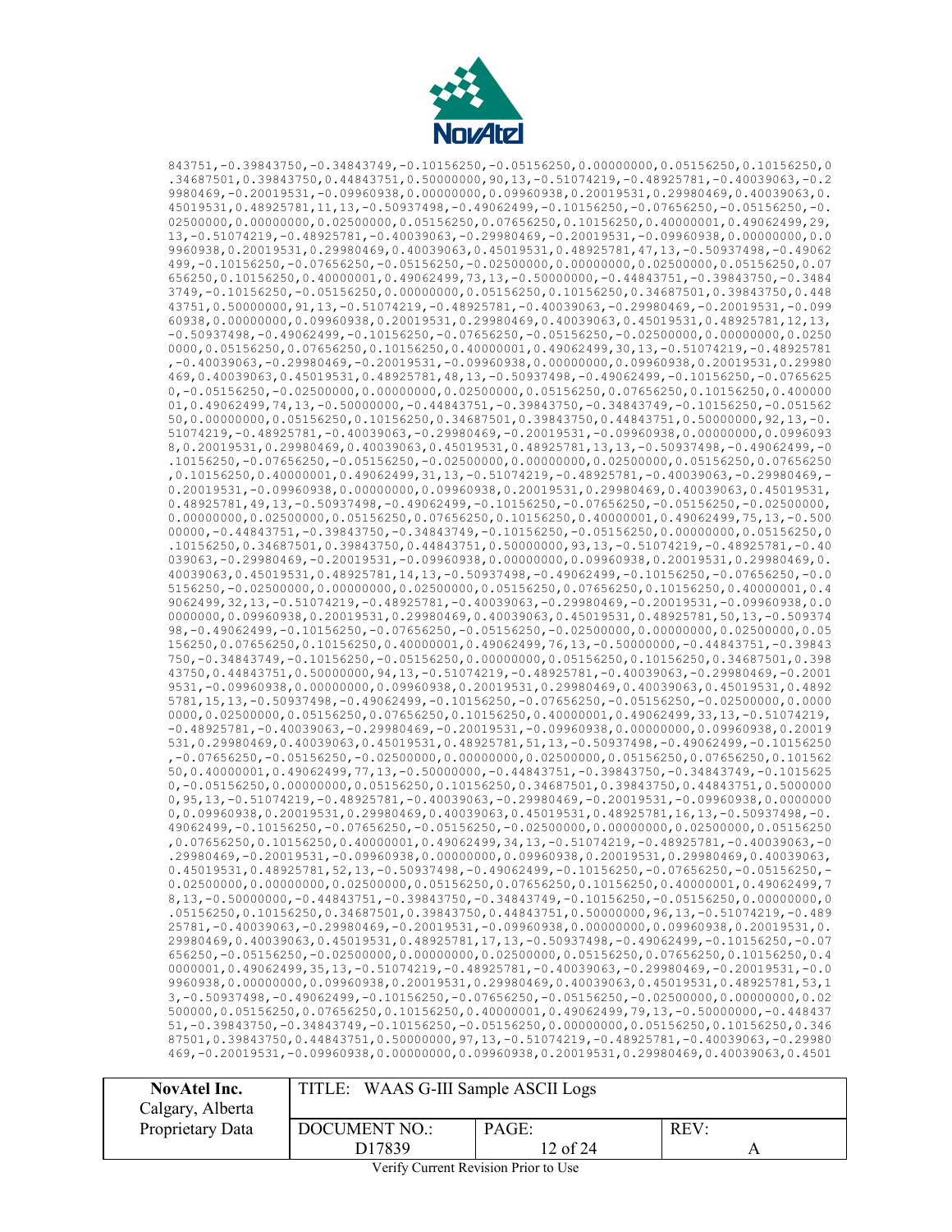```
843751,-0.39843750,-0.34843749,-0.10156250,-0.05156250,0.00000000,0.05156250,0.10156250,0
.34687501,0.39843750,0.44843751,0.50000000,90,13,-0.51074219,-0.48925781,-0.40039063,-0.2
9980469,-0.20019531,-0.09960938,0.00000000,0.09960938,0.20019531,0.29980469,0.40039063,0.
45019531,0.48925781,11,13,-0.50937498,-0.49062499,-0.10156250,-0.07656250,-0.05156250,-0.
02500000,0.00000000,0.02500000,0.05156250,0.07656250,0.10156250,0.40000001,0.49062499,29,
13,-0.51074219,-0.48925781,-0.40039063,-0.29980469,-0.20019531,-0.09960938,0.00000000,0.0
9960938,0.20019531,0.29980469,0.40039063,0.45019531,0.48925781,47,13,-0.50937498,-0.49062
499,-0.10156250,-0.07656250,-0.05156250,-0.02500000,0.00000000,0.02500000,0.05156250,0.07
656250,0.10156250,0.40000001,0.49062499,73,13,-0.50000000,-0.44843751,-0.39843750,-0.3484
3749,-0.10156250,-0.05156250,0.00000000,0.05156250,0.10156250,0.34687501,0.39843750,0.448
43751,0.50000000,91,13,-0.51074219,-0.48925781,-0.40039063,-0.29980469,-0.20019531,-0.099
60938,0.00000000,0.09960938,0.20019531,0.29980469,0.40039063,0.45019531,0.48925781,12,13,
-0.50937498,-0.49062499,-0.10156250,-0.07656250,-0.05156250,-0.02500000,0.00000000,0.0250
0000,0.05156250,0.07656250,0.10156250,0.40000001,0.49062499,30,13,-0.51074219,-0.48925781
,-0.40039063,-0.29980469,-0.20019531,-0.09960938,0.00000000,0.09960938,0.20019531,0.29980
469,0.40039063,0.45019531,0.48925781,48,13,-0.50937498,-0.49062499,-0.10156250,-0.0765625
0,-0.05156250,-0.02500000,0.00000000,0.02500000,0.05156250,0.07656250,0.10156250,0.400000
01,0.49062499,74,13,-0.50000000,-0.44843751,-0.39843750,-0.34843749,-0.10156250,-0.051562
50,0.00000000,0.05156250,0.10156250,0.34687501,0.39843750,0.44843751,0.50000000,92,13,-0.
51074219,-0.48925781,-0.40039063,-0.29980469,-0.20019531,-0.09960938,0.00000000,0.0996093
8,0.20019531,0.29980469,0.40039063,0.45019531,0.48925781,13,13,-0.50937498,-0.49062499,-0
.10156250,-0.07656250,-0.05156250,-0.02500000,0.00000000,0.02500000,0.05156250,0.07656250
,0.10156250,0.40000001,0.49062499,31,13,-0.51074219,-0.48925781,-0.40039063,-0.29980469,-
0.20019531,-0.09960938,0.00000000,0.09960938,0.20019531,0.29980469,0.40039063,0.45019531,
0.48925781,49,13,-0.50937498,-0.49062499,-0.10156250,-0.07656250,-0.05156250,-0.02500000,
0.00000000,0.02500000,0.05156250,0.07656250,0.10156250,0.40000001,0.49062499,75,13,-0.500
00000,-0.44843751,-0.39843750,-0.34843749,-0.10156250,-0.05156250,0.00000000,0.05156250,0
.10156250,0.34687501,0.39843750,0.44843751,0.50000000,93,13,-0.51074219,-0.48925781,-0.40
039063,-0.29980469,-0.20019531,-0.09960938,0.00000000,0.09960938,0.20019531,0.29980469,0.
40039063,0.45019531,0.48925781,14,13,-0.50937498,-0.49062499,-0.10156250,-0.07656250,-0.0
5156250,-0.02500000,0.00000000,0.02500000,0.05156250,0.07656250,0.10156250,0.40000001,0.4
9062499,32,13,-0.51074219,-0.48925781,-0.40039063,-0.29980469,-0.20019531,-0.09960938,0.0
0000000,0.09960938,0.20019531,0.29980469,0.40039063,0.45019531,0.48925781,50,13,-0.509374
98,-0.49062499,-0.10156250,-0.07656250,-0.05156250,-0.02500000,0.00000000,0.02500000,0.05
156250,0.07656250,0.10156250,0.40000001,0.49062499,76,13,-0.50000000,-0.44843751,-0.39843
750,-0.34843749,-0.10156250,-0.05156250,0.00000000,0.05156250,0.10156250,0.34687501,0.398
43750,0.44843751,0.50000000,94,13,-0.51074219,-0.48925781,-0.40039063,-0.29980469,-0.2001
9531,-0.09960938,0.00000000,0.09960938,0.20019531,0.29980469,0.40039063,0.45019531,0.4892
5781,15,13,-0.50937498,-0.49062499,-0.10156250,-0.07656250,-0.05156250,-0.02500000,0.0000
0000,0.02500000,0.05156250,0.07656250,0.10156250,0.40000001,0.49062499,33,13,-0.51074219,
-0.48925781,-0.40039063,-0.29980469,-0.20019531,-0.09960938,0.00000000,0.09960938,0.20019
531,0.29980469,0.40039063,0.45019531,0.48925781,51,13,-0.50937498,-0.49062499,-0.10156250
,-0.07656250,-0.05156250,-0.02500000,0.00000000,0.02500000,0.05156250,0.07656250,0.101562
50,0.40000001,0.49062499,77,13,-0.50000000,-0.44843751,-0.39843750,-0.34843749,-0.1015625
0,-0.05156250,0.00000000,0.05156250,0.10156250,0.34687501,0.39843750,0.44843751,0.5000000
0,95,13,-0.51074219,-0.48925781,-0.40039063,-0.29980469,-0.20019531,-0.09960938,0.0000000
0,0.09960938,0.20019531,0.29980469,0.40039063,0.45019531,0.48925781,16,13,-0.50937498,-0.
49062499,-0.10156250,-0.07656250,-0.05156250,-0.02500000,0.00000000,0.02500000,0.05156250
,0.07656250,0.10156250,0.40000001,0.49062499,34,13,-0.51074219,-0.48925781,-0.40039063,-0
.29980469,-0.20019531,-0.09960938,0.00000000,0.09960938,0.20019531,0.29980469,0.40039063,
0.45019531,0.48925781,52,13,-0.50937498,-0.49062499,-0.10156250,-0.07656250,-0.05156250,-
0.02500000,0.00000000,0.02500000,0.05156250,0.07656250,0.10156250,0.40000001,0.49062499,7
8,13,-0.50000000,-0.44843751,-0.39843750,-0.34843749,-0.10156250,-0.05156250,0.00000000,0
.05156250,0.10156250,0.34687501,0.39843750,0.44843751,0.50000000,96,13,-0.51074219,-0.489
25781,-0.40039063,-0.29980469,-0.20019531,-0.09960938,0.00000000,0.09960938,0.20019531,0.
29980469,0.40039063,0.45019531,0.48925781,17,13,-0.50937498,-0.49062499,-0.10156250,-0.07
656250,-0.05156250,-0.02500000,0.00000000,0.02500000,0.05156250,0.07656250,0.10156250,0.4
0000001,0.49062499,35,13,-0.51074219,-0.48925781,-0.40039063,-0.29980469,-0.20019531,-0.0
9960938,0.00000000,0.09960938,0.20019531,0.29980469,0.40039063,0.45019531,0.48925781,53,1
3,-0.50937498,-0.49062499,-0.10156250,-0.07656250,-0.05156250,-0.02500000,0.00000000,0.02
500000,0.05156250,0.07656250,0.10156250,0.40000001,0.49062499,79,13,-0.50000000,-0.448437
51,-0.39843750,-0.34843749,-0.10156250,-0.05156250,0.00000000,0.05156250,0.10156250,0.346
87501,0.39843750,0.44843751,0.50000000,97,13,-0.51074219,-0.48925781,-0.40039063,-0.29980
469,-0.20019531,-0.09960938,0.00000000,0.09960938,0.20019531,0.29980469,0.40039063,0.4501
```

| NovAtel Inc. Calgary, Alberta Proprietary Data | TITLE: WAAS G-III Sample ASCII Logs | | |
|---|---|---|---|
| | DOCUMENT NO.: D17839 | PAGE: 12 of 24 | REV: A |

Verify Current Revision Prior to Use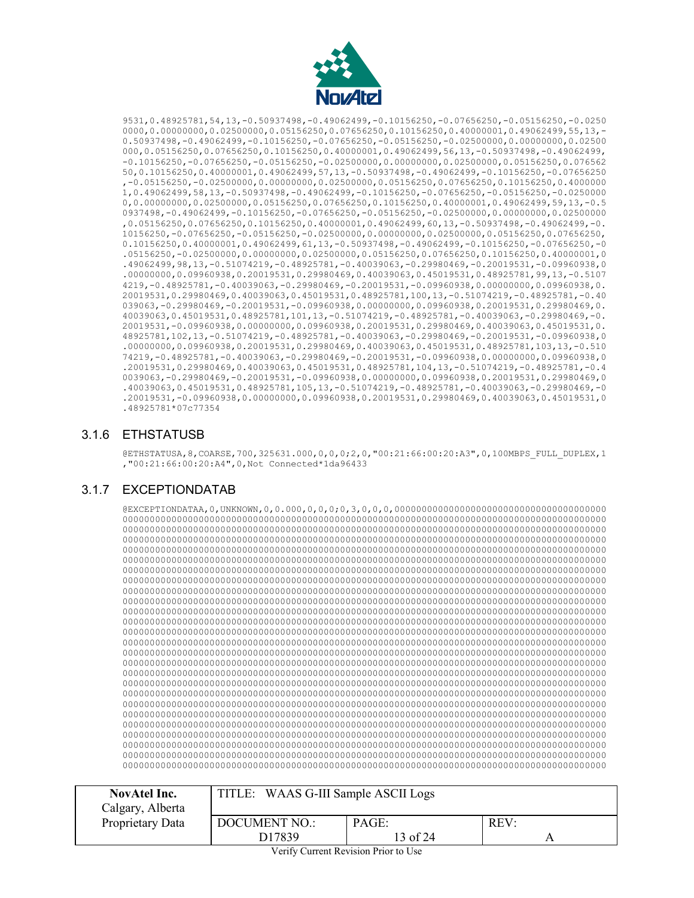```
9531,0.48925781,54,13,-0.50937498,-0.49062499,-0.10156250,-0.07656250,-0.05156250,-0.0250
0000,0.00000000,0.02500000,0.05156250,0.07656250,0.10156250,0.40000001,0.49062499,55,13,-
0.50937498,-0.49062499,-0.10156250,-0.07656250,-0.05156250,-0.02500000,0.00000000,0.02500
000,0.05156250,0.07656250,0.10156250,0.40000001,0.49062499,56,13,-0.50937498,-0.49062499,
-0.10156250,-0.07656250,-0.05156250,-0.02500000,0.00000000,0.02500000,0.05156250,0.076562
50,0.10156250,0.40000001,0.49062499,57,13,-0.50937498,-0.49062499,-0.10156250,-0.07656250
,-0.05156250,-0.02500000,0.00000000,0.02500000,0.05156250,0.07656250,0.10156250,0.4000000
1,0.49062499,58,13,-0.50937498,-0.49062499,-0.10156250,-0.07656250,-0.05156250,-0.0250000
0,0.00000000,0.02500000,0.05156250,0.07656250,0.10156250,0.40000001,0.49062499,59,13,-0.5
0937498,-0.49062499,-0.10156250,-0.07656250,-0.05156250,-0.02500000,0.00000000,0.02500000
,0.05156250,0.07656250,0.10156250,0.40000001,0.49062499,60,13,-0.50937498,-0.49062499,-0.
10156250,-0.07656250,-0.05156250,-0.02500000,0.00000000,0.02500000,0.05156250,0.07656250,
0.10156250,0.40000001,0.49062499,61,13,-0.50937498,-0.49062499,-0.10156250,-0.07656250,-0
.05156250,-0.02500000,0.00000000,0.02500000,0.05156250,0.07656250,0.10156250,0.40000001,0
.49062499,98,13,-0.51074219,-0.48925781,-0.40039063,-0.29980469,-0.20019531,-0.09960938,0
.00000000,0.09960938,0.20019531,0.29980469,0.40039063,0.45019531,0.48925781,99,13,-0.5107
4219,-0.48925781,-0.40039063,-0.29980469,-0.20019531,-0.09960938,0.00000000,0.09960938,0.
20019531,0.29980469,0.40039063,0.45019531,0.48925781,100,13,-0.51074219,-0.48925781,-0.40
039063,-0.29980469,-0.20019531,-0.09960938,0.00000000,0.09960938,0.20019531,0.29980469,0.
40039063,0.45019531,0.48925781,101,13,-0.51074219,-0.48925781,-0.40039063,-0.29980469,-0.
20019531,-0.09960938,0.00000000,0.09960938,0.20019531,0.29980469,0.40039063,0.45019531,0.
48925781,102,13,-0.51074219,-0.48925781,-0.40039063,-0.29980469,-0.20019531,-0.09960938,0
.00000000,0.09960938,0.20019531,0.29980469,0.40039063,0.45019531,0.48925781,103,13,-0.510
74219,-0.48925781,-0.40039063,-0.29980469,-0.20019531,-0.09960938,0.00000000,0.09960938,0
.20019531,0.29980469,0.40039063,0.45019531,0.48925781,104,13,-0.51074219,-0.48925781,-0.4
0039063,-0.29980469,-0.20019531,-0.09960938,0.00000000,0.09960938,0.20019531,0.29980469,0
.40039063,0.45019531,0.48925781,105,13,-0.51074219,-0.48925781,-0.40039063,-0.29980469,-0
.20019531,-0.09960938,0.00000000,0.09960938,0.20019531,0.29980469,0.40039063,0.45019531,0
.48925781*07c77354
```

### 3.1.6 ETHSTATUSB

```
@ETHSTATUSA,8,COARSE,700,325631.000,0,0,0;2,0,"00:21:66:00:20:A3",0,100MBPS_FULL_DUPLEX,1
,"00:21:66:00:20:A4",0,Not Connected*1da96433
```

### 3.1.7 EXCEPTIONDATAB

```
@EXCEPTIONDATAA,0,UNKNOWN,0,0.000,0,0,0;0,3,0,0,0,0000000000000000000000000000000000000000
0000000000000000000000000000000000000000000000000000000000000000000000000000000000000000
0000000000000000000000000000000000000000000000000000000000000000000000000000000000000000
0000000000000000000000000000000000000000000000000000000000000000000000000000000000000000
0000000000000000000000000000000000000000000000000000000000000000000000000000000000000000
0000000000000000000000000000000000000000000000000000000000000000000000000000000000000000
0000000000000000000000000000000000000000000000000000000000000000000000000000000000000000
0000000000000000000000000000000000000000000000000000000000000000000000000000000000000000
0000000000000000000000000000000000000000000000000000000000000000000000000000000000000000
0000000000000000000000000000000000000000000000000000000000000000000000000000000000000000
0000000000000000000000000000000000000000000000000000000000000000000000000000000000000000
0000000000000000000000000000000000000000000000000000000000000000000000000000000000000000
0000000000000000000000000000000000000000000000000000000000000000000000000000000000000000
0000000000000000000000000000000000000000000000000000000000000000000000000000000000000000
0000000000000000000000000000000000000000000000000000000000000000000000000000000000000000
0000000000000000000000000000000000000000000000000000000000000000000000000000000000000000
0000000000000000000000000000000000000000000000000000000000000000000000000000000000000000
0000000000000000000000000000000000000000000000000000000000000000000000000000000000000000
0000000000000000000000000000000000000000000000000000000000000000000000000000000000000000
0000000000000000000000000000000000000000000000000000000000000000000000000000000000000000
0000000000000000000000000000000000000000000000000000000000000000000000000000000000000000
0000000000000000000000000000000000000000000000000000000000000000000000000000000000000000
0000000000000000000000000000000000000000000000000000000000000000000000000000000000000000
0000000000000000000000000000000000000000000000000000000000000000000000000000000000000000
0000000000000000000000000000000000000000000000000000000000000000000000000000000000000000
0000000000000000000000000000000000000000000000000000000000000000000000000000000000000000
```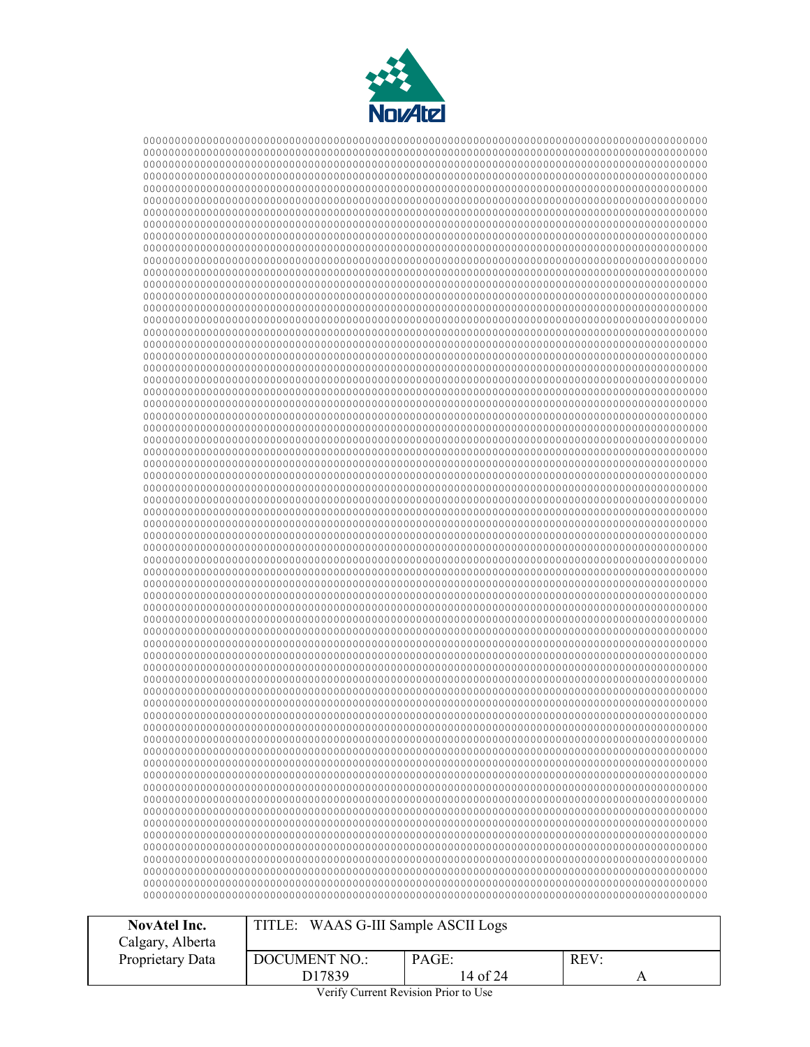```
00000000000000000000000000000000000000000000000000000000000000000000000000000000
00000000000000000000000000000000000000000000000000000000000000000000000000000000
00000000000000000000000000000000000000000000000000000000000000000000000000000000
00000000000000000000000000000000000000000000000000000000000000000000000000000000
00000000000000000000000000000000000000000000000000000000000000000000000000000000
00000000000000000000000000000000000000000000000000000000000000000000000000000000
00000000000000000000000000000000000000000000000000000000000000000000000000000000
00000000000000000000000000000000000000000000000000000000000000000000000000000000
00000000000000000000000000000000000000000000000000000000000000000000000000000000
00000000000000000000000000000000000000000000000000000000000000000000000000000000
00000000000000000000000000000000000000000000000000000000000000000000000000000000
00000000000000000000000000000000000000000000000000000000000000000000000000000000
00000000000000000000000000000000000000000000000000000000000000000000000000000000
00000000000000000000000000000000000000000000000000000000000000000000000000000000
00000000000000000000000000000000000000000000000000000000000000000000000000000000
00000000000000000000000000000000000000000000000000000000000000000000000000000000
00000000000000000000000000000000000000000000000000000000000000000000000000000000
00000000000000000000000000000000000000000000000000000000000000000000000000000000
00000000000000000000000000000000000000000000000000000000000000000000000000000000
00000000000000000000000000000000000000000000000000000000000000000000000000000000
00000000000000000000000000000000000000000000000000000000000000000000000000000000
00000000000000000000000000000000000000000000000000000000000000000000000000000000
00000000000000000000000000000000000000000000000000000000000000000000000000000000
00000000000000000000000000000000000000000000000000000000000000000000000000000000
00000000000000000000000000000000000000000000000000000000000000000000000000000000
00000000000000000000000000000000000000000000000000000000000000000000000000000000
00000000000000000000000000000000000000000000000000000000000000000000000000000000
00000000000000000000000000000000000000000000000000000000000000000000000000000000
00000000000000000000000000000000000000000000000000000000000000000000000000000000
00000000000000000000000000000000000000000000000000000000000000000000000000000000
00000000000000000000000000000000000000000000000000000000000000000000000000000000
00000000000000000000000000000000000000000000000000000000000000000000000000000000
00000000000000000000000000000000000000000000000000000000000000000000000000000000
00000000000000000000000000000000000000000000000000000000000000000000000000000000
00000000000000000000000000000000000000000000000000000000000000000000000000000000
00000000000000000000000000000000000000000000000000000000000000000000000000000000
00000000000000000000000000000000000000000000000000000000000000000000000000000000
00000000000000000000000000000000000000000000000000000000000000000000000000000000
00000000000000000000000000000000000000000000000000000000000000000000000000000000
00000000000000000000000000000000000000000000000000000000000000000000000000000000
00000000000000000000000000000000000000000000000000000000000000000000000000000000
00000000000000000000000000000000000000000000000000000000000000000000000000000000
00000000000000000000000000000000000000000000000000000000000000000000000000000000
00000000000000000000000000000000000000000000000000000000000000000000000000000000
00000000000000000000000000000000000000000000000000000000000000000000000000000000
00000000000000000000000000000000000000000000000000000000000000000000000000000000
00000000000000000000000000000000000000000000000000000000000000000000000000000000
00000000000000000000000000000000000000000000000000000000000000000000000000000000
00000000000000000000000000000000000000000000000000000000000000000000000000000000
00000000000000000000000000000000000000000000000000000000000000000000000000000000
00000000000000000000000000000000000000000000000000000000000000000000000000000000
00000000000000000000000000000000000000000000000000000000000000000000000000000000
00000000000000000000000000000000000000000000000000000000000000000000000000000000
00000000000000000000000000000000000000000000000000000000000000000000000000000000
00000000000000000000000000000000000000000000000000000000000000000000000000000000
00000000000000000000000000000000000000000000000000000000000000000000000000000000
00000000000000000000000000000000000000000000000000000000000000000000000000000000
00000000000000000000000000000000000000000000000000000000000000000000000000000000
00000000000000000000000000000000000000000000000000000000000000000000000000000000
00000000000000000000000000000000000000000000000000000000000000000000000000000000
00000000000000000000000000000000000000000000000000000000000000000000000000000000
00000000000000000000000000000000000000000000000000000000000000000000000000000000
00000000000000000000000000000000000000000000000000000000000000000000000000000000
00000000000000000000000000000000000000000000000000000000000000000000000000000000
```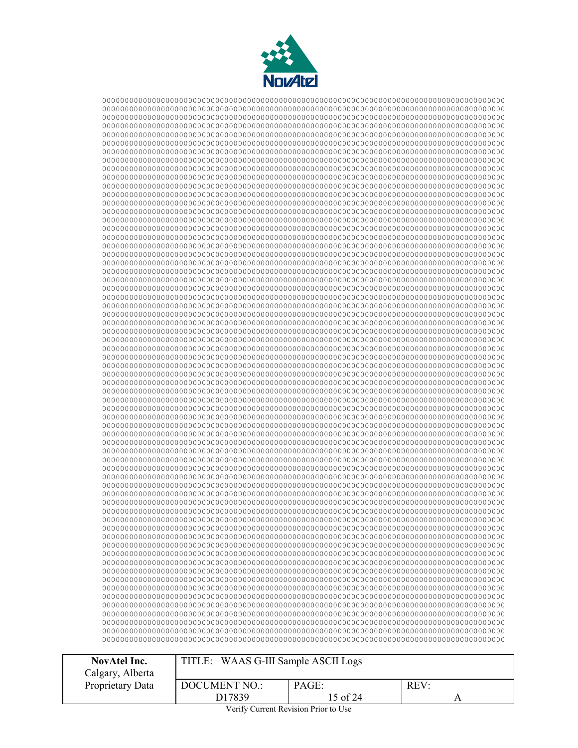```
0000000000000000000000000000000000000000000000000000000000000000000000000000000000000000
0000000000000000000000000000000000000000000000000000000000000000000000000000000000000000
0000000000000000000000000000000000000000000000000000000000000000000000000000000000000000
0000000000000000000000000000000000000000000000000000000000000000000000000000000000000000
0000000000000000000000000000000000000000000000000000000000000000000000000000000000000000
0000000000000000000000000000000000000000000000000000000000000000000000000000000000000000
0000000000000000000000000000000000000000000000000000000000000000000000000000000000000000
0000000000000000000000000000000000000000000000000000000000000000000000000000000000000000
0000000000000000000000000000000000000000000000000000000000000000000000000000000000000000
0000000000000000000000000000000000000000000000000000000000000000000000000000000000000000
0000000000000000000000000000000000000000000000000000000000000000000000000000000000000000
0000000000000000000000000000000000000000000000000000000000000000000000000000000000000000
0000000000000000000000000000000000000000000000000000000000000000000000000000000000000000
0000000000000000000000000000000000000000000000000000000000000000000000000000000000000000
0000000000000000000000000000000000000000000000000000000000000000000000000000000000000000
0000000000000000000000000000000000000000000000000000000000000000000000000000000000000000
0000000000000000000000000000000000000000000000000000000000000000000000000000000000000000
0000000000000000000000000000000000000000000000000000000000000000000000000000000000000000
0000000000000000000000000000000000000000000000000000000000000000000000000000000000000000
0000000000000000000000000000000000000000000000000000000000000000000000000000000000000000
0000000000000000000000000000000000000000000000000000000000000000000000000000000000000000
0000000000000000000000000000000000000000000000000000000000000000000000000000000000000000
0000000000000000000000000000000000000000000000000000000000000000000000000000000000000000
0000000000000000000000000000000000000000000000000000000000000000000000000000000000000000
0000000000000000000000000000000000000000000000000000000000000000000000000000000000000000
0000000000000000000000000000000000000000000000000000000000000000000000000000000000000000
0000000000000000000000000000000000000000000000000000000000000000000000000000000000000000
0000000000000000000000000000000000000000000000000000000000000000000000000000000000000000
0000000000000000000000000000000000000000000000000000000000000000000000000000000000000000
0000000000000000000000000000000000000000000000000000000000000000000000000000000000000000
0000000000000000000000000000000000000000000000000000000000000000000000000000000000000000
0000000000000000000000000000000000000000000000000000000000000000000000000000000000000000
0000000000000000000000000000000000000000000000000000000000000000000000000000000000000000
0000000000000000000000000000000000000000000000000000000000000000000000000000000000000000
0000000000000000000000000000000000000000000000000000000000000000000000000000000000000000
0000000000000000000000000000000000000000000000000000000000000000000000000000000000000000
0000000000000000000000000000000000000000000000000000000000000000000000000000000000000000
0000000000000000000000000000000000000000000000000000000000000000000000000000000000000000
0000000000000000000000000000000000000000000000000000000000000000000000000000000000000000
0000000000000000000000000000000000000000000000000000000000000000000000000000000000000000
0000000000000000000000000000000000000000000000000000000000000000000000000000000000000000
0000000000000000000000000000000000000000000000000000000000000000000000000000000000000000
0000000000000000000000000000000000000000000000000000000000000000000000000000000000000000
0000000000000000000000000000000000000000000000000000000000000000000000000000000000000000
0000000000000000000000000000000000000000000000000000000000000000000000000000000000000000
0000000000000000000000000000000000000000000000000000000000000000000000000000000000000000
0000000000000000000000000000000000000000000000000000000000000000000000000000000000000000
0000000000000000000000000000000000000000000000000000000000000000000000000000000000000000
0000000000000000000000000000000000000000000000000000000000000000000000000000000000000000
0000000000000000000000000000000000000000000000000000000000000000000000000000000000000000
0000000000000000000000000000000000000000000000000000000000000000000000000000000000000000
0000000000000000000000000000000000000000000000000000000000000000000000000000000000000000
0000000000000000000000000000000000000000000000000000000000000000000000000000000000000000
0000000000000000000000000000000000000000000000000000000000000000000000000000000000000000
0000000000000000000000000000000000000000000000000000000000000000000000000000000000000000
0000000000000000000000000000000000000000000000000000000000000000000000000000000000000000
0000000000000000000000000000000000000000000000000000000000000000000000000000000000000000
0000000000000000000000000000000000000000000000000000000000000000000000000000000000000000
0000000000000000000000000000000000000000000000000000000000000000000000000000000000000000
0000000000000000000000000000000000000000000000000000000000000000000000000000000000000000
0000000000000000000000000000000000000000000000000000000000000000000000000000000000000000
0000000000000000000000000000000000000000000000000000000000000000000000000000000000000000
0000000000000000000000000000000000000000000000000000000000000000000000000000000000000000
0000000000000000000000000000000000000000000000000000000000000000000000000000000000000000
```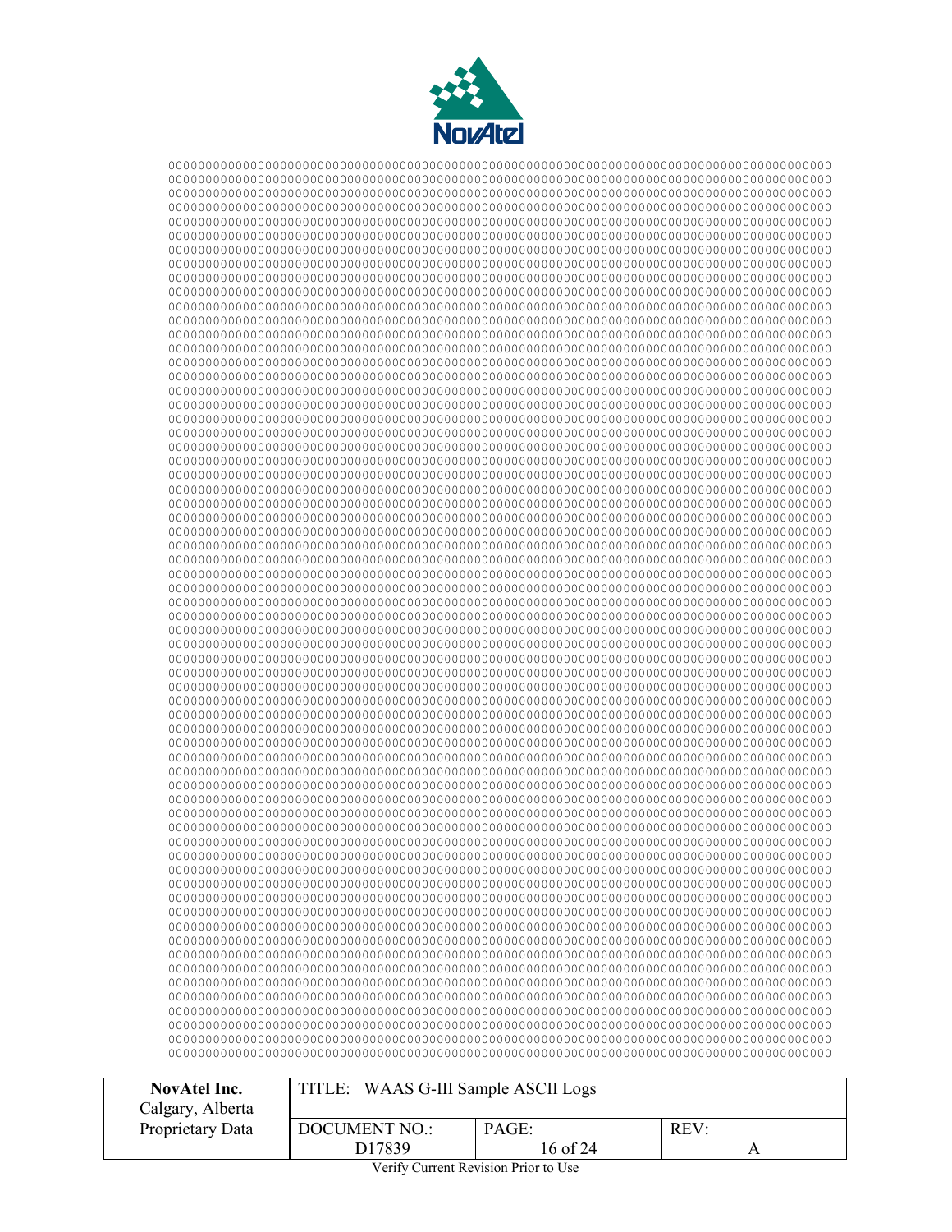```
00000000000000000000000000000000000000000000000000000000000000000000000000000000
00000000000000000000000000000000000000000000000000000000000000000000000000000000
00000000000000000000000000000000000000000000000000000000000000000000000000000000
00000000000000000000000000000000000000000000000000000000000000000000000000000000
00000000000000000000000000000000000000000000000000000000000000000000000000000000
00000000000000000000000000000000000000000000000000000000000000000000000000000000
00000000000000000000000000000000000000000000000000000000000000000000000000000000
00000000000000000000000000000000000000000000000000000000000000000000000000000000
00000000000000000000000000000000000000000000000000000000000000000000000000000000
00000000000000000000000000000000000000000000000000000000000000000000000000000000
00000000000000000000000000000000000000000000000000000000000000000000000000000000
00000000000000000000000000000000000000000000000000000000000000000000000000000000
00000000000000000000000000000000000000000000000000000000000000000000000000000000
00000000000000000000000000000000000000000000000000000000000000000000000000000000
00000000000000000000000000000000000000000000000000000000000000000000000000000000
00000000000000000000000000000000000000000000000000000000000000000000000000000000
00000000000000000000000000000000000000000000000000000000000000000000000000000000
00000000000000000000000000000000000000000000000000000000000000000000000000000000
00000000000000000000000000000000000000000000000000000000000000000000000000000000
00000000000000000000000000000000000000000000000000000000000000000000000000000000
00000000000000000000000000000000000000000000000000000000000000000000000000000000
00000000000000000000000000000000000000000000000000000000000000000000000000000000
00000000000000000000000000000000000000000000000000000000000000000000000000000000
00000000000000000000000000000000000000000000000000000000000000000000000000000000
00000000000000000000000000000000000000000000000000000000000000000000000000000000
00000000000000000000000000000000000000000000000000000000000000000000000000000000
00000000000000000000000000000000000000000000000000000000000000000000000000000000
00000000000000000000000000000000000000000000000000000000000000000000000000000000
00000000000000000000000000000000000000000000000000000000000000000000000000000000
00000000000000000000000000000000000000000000000000000000000000000000000000000000
00000000000000000000000000000000000000000000000000000000000000000000000000000000
00000000000000000000000000000000000000000000000000000000000000000000000000000000
00000000000000000000000000000000000000000000000000000000000000000000000000000000
00000000000000000000000000000000000000000000000000000000000000000000000000000000
00000000000000000000000000000000000000000000000000000000000000000000000000000000
00000000000000000000000000000000000000000000000000000000000000000000000000000000
00000000000000000000000000000000000000000000000000000000000000000000000000000000
00000000000000000000000000000000000000000000000000000000000000000000000000000000
00000000000000000000000000000000000000000000000000000000000000000000000000000000
00000000000000000000000000000000000000000000000000000000000000000000000000000000
00000000000000000000000000000000000000000000000000000000000000000000000000000000
00000000000000000000000000000000000000000000000000000000000000000000000000000000
00000000000000000000000000000000000000000000000000000000000000000000000000000000
00000000000000000000000000000000000000000000000000000000000000000000000000000000
00000000000000000000000000000000000000000000000000000000000000000000000000000000
00000000000000000000000000000000000000000000000000000000000000000000000000000000
00000000000000000000000000000000000000000000000000000000000000000000000000000000
00000000000000000000000000000000000000000000000000000000000000000000000000000000
00000000000000000000000000000000000000000000000000000000000000000000000000000000
00000000000000000000000000000000000000000000000000000000000000000000000000000000
00000000000000000000000000000000000000000000000000000000000000000000000000000000
00000000000000000000000000000000000000000000000000000000000000000000000000000000
00000000000000000000000000000000000000000000000000000000000000000000000000000000
00000000000000000000000000000000000000000000000000000000000000000000000000000000
00000000000000000000000000000000000000000000000000000000000000000000000000000000
00000000000000000000000000000000000000000000000000000000000000000000000000000000
00000000000000000000000000000000000000000000000000000000000000000000000000000000
00000000000000000000000000000000000000000000000000000000000000000000000000000000
00000000000000000000000000000000000000000000000000000000000000000000000000000000
00000000000000000000000000000000000000000000000000000000000000000000000000000000
00000000000000000000000000000000000000000000000000000000000000000000000000000000
00000000000000000000000000000000000000000000000000000000000000000000000000000000
00000000000000000000000000000000000000000000000000000000000000000000000000000000
00000000000000000000000000000000000000000000000000000000000000000000000000000000
```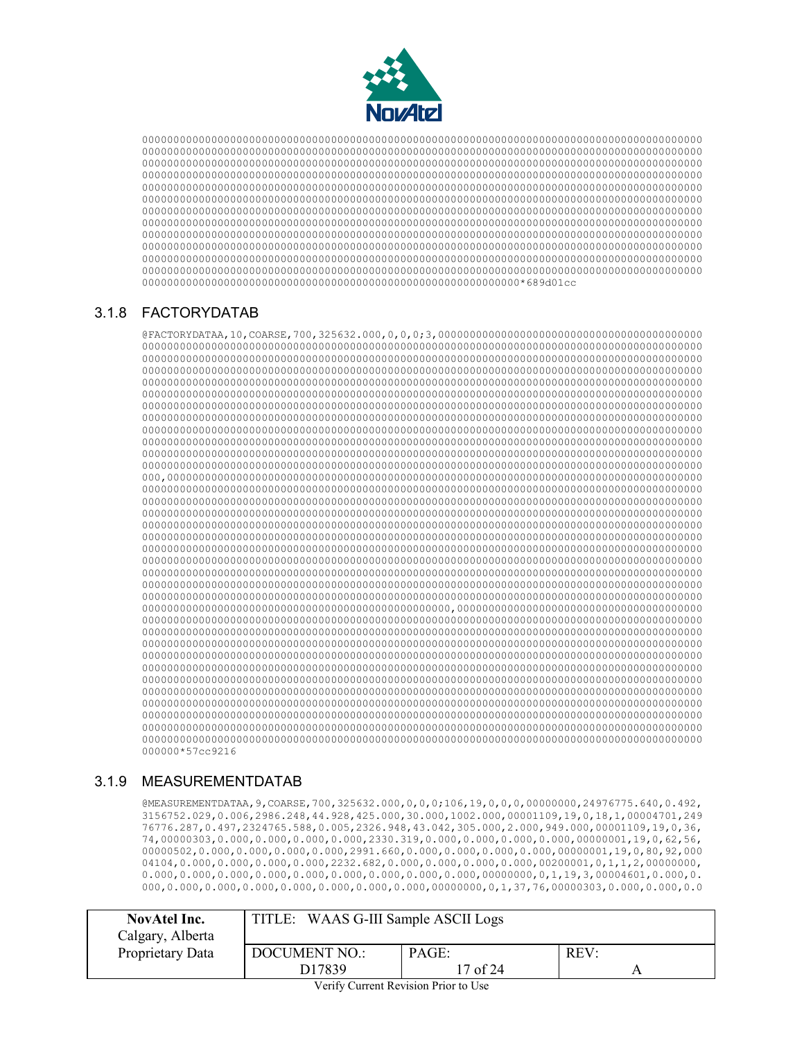```
00000000000000000000000000000000000000000000000000000000000000000000000000000000000000000
00000000000000000000000000000000000000000000000000000000000000000000000000000000000000000
00000000000000000000000000000000000000000000000000000000000000000000000000000000000000000
00000000000000000000000000000000000000000000000000000000000000000000000000000000000000000
00000000000000000000000000000000000000000000000000000000000000000000000000000000000000000
00000000000000000000000000000000000000000000000000000000000000000000000000000000000000000
00000000000000000000000000000000000000000000000000000000000000000000000000000000000000000
00000000000000000000000000000000000000000000000000000000000000000000000000000000000000000
00000000000000000000000000000000000000000000000000000000000000000000000000000000000000000
00000000000000000000000000000000000000000000000000000000000000000000000000000000000000000
00000000000000000000000000000000000000000000000000000000000000000000000000000000000000000
00000000000000000000000000000000000000000000000000000000000000000000000000000000000000000
000000000000000000000000000000000000000000000000000000000000*689d01cc
```

### 3.1.8 FACTORYDATAB

```
@FACTORYDATAA,10,COARSE,700,325632.000,0,0,0;3,000000000000000000000000000000000000000000
00000000000000000000000000000000000000000000000000000000000000000000000000000000000000000
00000000000000000000000000000000000000000000000000000000000000000000000000000000000000000
00000000000000000000000000000000000000000000000000000000000000000000000000000000000000000
00000000000000000000000000000000000000000000000000000000000000000000000000000000000000000
00000000000000000000000000000000000000000000000000000000000000000000000000000000000000000
00000000000000000000000000000000000000000000000000000000000000000000000000000000000000000
00000000000000000000000000000000000000000000000000000000000000000000000000000000000000000
00000000000000000000000000000000000000000000000000000000000000000000000000000000000000000
00000000000000000000000000000000000000000000000000000000000000000000000000000000000000000
00000000000000000000000000000000000000000000000000000000000000000000000000000000000000000
000,0000000000000000000000000000000000000000000000000000000000000000000000000000000000000
00000000000000000000000000000000000000000000000000000000000000000000000000000000000000000
00000000000000000000000000000000000000000000000000000000000000000000000000000000000000000
00000000000000000000000000000000000000000000000000000000000000000000000000000000000000000
00000000000000000000000000000000000000000000000000000000000000000000000000000000000000000
00000000000000000000000000000000000000000000000000000000000000000000000000000000000000000
00000000000000000000000000000000000000000000000000000000000000000000000000000000000000000
00000000000000000000000000000000000000000000000000000000000000000000000000000000000000000
00000000000000000000000000000000000000000000000000000000000000000000000000000000000000000
00000000000000000000000000000000000000000000000000000000000000000000000000000000000000000
00000000000000000000000000000000000000000000000000000000000000000000000000000000000000000
0000000000000000000000000000000000000000000000000,000000000000000000000000000000000000000
00000000000000000000000000000000000000000000000000000000000000000000000000000000000000000
00000000000000000000000000000000000000000000000000000000000000000000000000000000000000000
00000000000000000000000000000000000000000000000000000000000000000000000000000000000000000
00000000000000000000000000000000000000000000000000000000000000000000000000000000000000000
00000000000000000000000000000000000000000000000000000000000000000000000000000000000000000
00000000000000000000000000000000000000000000000000000000000000000000000000000000000000000
00000000000000000000000000000000000000000000000000000000000000000000000000000000000000000
00000000000000000000000000000000000000000000000000000000000000000000000000000000000000000
00000000000000000000000000000000000000000000000000000000000000000000000000000000000000000
00000000000000000000000000000000000000000000000000000000000000000000000000000000000000000
00000000000000000000000000000000000000000000000000000000000000000000000000000000000000000
000000*57cc9216
```

### 3.1.9 MEASUREMENTDATAB

```
@MEASUREMENTDATAA,9,COARSE,700,325632.000,0,0,0;106,19,0,0,0,00000000,24976775.640,0.492,
3156752.029,0.006,2986.248,44.928,425.000,30.000,1002.000,00001109,19,0,18,1,00004701,249
76776.287,0.497,2324765.588,0.005,2326.948,43.042,305.000,2.000,949.000,00001109,19,0,36,
74,00000303,0.000,0.000,0.000,0.000,2330.319,0.000,0.000,0.000,0.000,00000001,19,0,62,56,
00000502,0.000,0.000,0.000,0.000,2991.660,0.000,0.000,0.000,0.000,00000001,19,0,80,92,000
04104,0.000,0.000,0.000,0.000,2232.682,0.000,0.000,0.000,0.000,00200001,0,1,1,2,00000000,
0.000,0.000,0.000,0.000,0.000,0.000,0.000,0.000,0.000,00000000,0,1,19,3,00004601,0.000,0.
000,0.000,0.000,0.000,0.000,0.000,0.000,0.000,00000000,0,1,37,76,00000303,0.000,0.000,0.0
```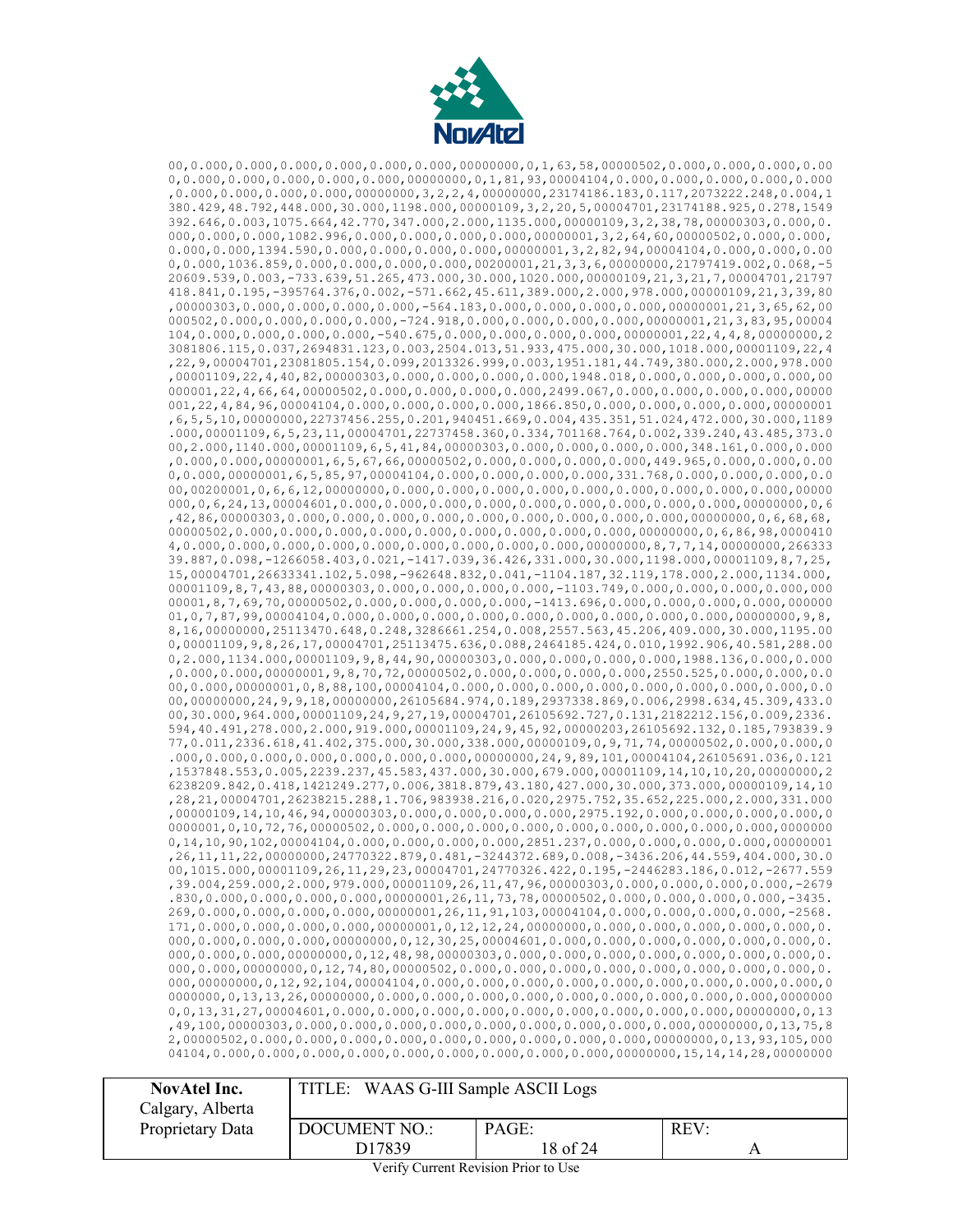```
00,0.000,0.000,0.000,0.000,0.000,0.000,00000000,0,1,63,58,00000502,0.000,0.000,0.000,0.00
0,0.000,0.000,0.000,0.000,0.000,00000000,0,1,81,93,00004104,0.000,0.000,0.000,0.000,0.000
,0.000,0.000,0.000,0.000,00000000,3,2,2,4,00000000,23174186.183,0.117,2073222.248,0.004,1
380.429,48.792,448.000,30.000,1198.000,00000109,3,2,20,5,00004701,23174188.925,0.278,1549
392.646,0.003,1075.664,42.770,347.000,2.000,1135.000,00000109,3,2,38,78,00000303,0.000,0.
000,0.000,0.000,1082.996,0.000,0.000,0.000,0.000,00000001,3,2,64,60,00000502,0.000,0.000,
0.000,0.000,1394.590,0.000,0.000,0.000,0.000,00000001,3,2,82,94,00004104,0.000,0.000,0.00
0,0.000,1036.859,0.000,0.000,0.000,0.000,00200001,21,3,3,6,00000000,21797419.002,0.068,-5
20609.539,0.003,-733.639,51.265,473.000,30.000,1020.000,00000109,21,3,21,7,00004701,21797
418.841,0.195,-395764.376,0.002,-571.662,45.611,389.000,2.000,978.000,00000109,21,3,39,80
,00000303,0.000,0.000,0.000,0.000,-564.183,0.000,0.000,0.000,0.000,00000001,21,3,65,62,00
000502,0.000,0.000,0.000,0.000,-724.918,0.000,0.000,0.000,0.000,00000001,21,3,83,95,00004
104,0.000,0.000,0.000,0.000,-540.675,0.000,0.000,0.000,0.000,00000001,22,4,4,8,00000000,2
3081806.115,0.037,2694831.123,0.003,2504.013,51.933,475.000,30.000,1018.000,00001109,22,4
,22,9,00004701,23081805.154,0.099,2013326.999,0.003,1951.181,44.749,380.000,2.000,978.000
,00001109,22,4,40,82,00000303,0.000,0.000,0.000,0.000,1948.018,0.000,0.000,0.000,0.000,00
000001,22,4,66,64,00000502,0.000,0.000,0.000,0.000,2499.067,0.000,0.000,0.000,0.000,00000
001,22,4,84,96,00004104,0.000,0.000,0.000,0.000,1866.850,0.000,0.000,0.000,0.000,00000001
,6,5,5,10,00000000,22737456.255,0.201,940451.669,0.004,435.351,51.024,472.000,30.000,1189
.000,00001109,6,5,23,11,00004701,22737458.360,0.334,701168.764,0.002,339.240,43.485,373.0
00,2.000,1140.000,00001109,6,5,41,84,00000303,0.000,0.000,0.000,0.000,348.161,0.000,0.000
,0.000,0.000,00000001,6,5,67,66,00000502,0.000,0.000,0.000,0.000,449.965,0.000,0.000,0.00
0,0.000,00000001,6,5,85,97,00004104,0.000,0.000,0.000,0.000,331.768,0.000,0.000,0.000,0.0
00,00200001,0,6,6,12,00000000,0.000,0.000,0.000,0.000,0.000,0.000,0.000,0.000,0.000,00000
000,0,6,24,13,00004601,0.000,0.000,0.000,0.000,0.000,0.000,0.000,0.000,0.000,00000000,0,6
,42,86,00000303,0.000,0.000,0.000,0.000,0.000,0.000,0.000,0.000,0.000,00000000,0,6,68,68,
00000502,0.000,0.000,0.000,0.000,0.000,0.000,0.000,0.000,0.000,00000000,0,6,86,98,0000410
4,0.000,0.000,0.000,0.000,0.000,0.000,0.000,0.000,0.000,00000000,8,7,7,14,00000000,266333
39.887,0.098,-1266058.403,0.021,-1417.039,36.426,331.000,30.000,1198.000,00001109,8,7,25,
15,00004701,26633341.102,5.098,-962648.832,0.041,-1104.187,32.119,178.000,2.000,1134.000,
00001109,8,7,43,88,00000303,0.000,0.000,0.000,0.000,-1103.749,0.000,0.000,0.000,0.000,000
00001,8,7,69,70,00000502,0.000,0.000,0.000,0.000,-1413.696,0.000,0.000,0.000,0.000,000000
01,0,7,87,99,00004104,0.000,0.000,0.000,0.000,0.000,0.000,0.000,0.000,0.000,00000000,9,8,
8,16,00000000,25113470.648,0.248,3286661.254,0.008,2557.563,45.206,409.000,30.000,1195.00
0,00001109,9,8,26,17,00004701,25113475.636,0.088,2464185.424,0.010,1992.906,40.581,288.00
0,2.000,1134.000,00001109,9,8,44,90,00000303,0.000,0.000,0.000,0.000,1988.136,0.000,0.000
,0.000,0.000,00000001,9,8,70,72,00000502,0.000,0.000,0.000,0.000,2550.525,0.000,0.000,0.0
00,0.000,00000001,0,8,88,100,00004104,0.000,0.000,0.000,0.000,0.000,0.000,0.000,0.000,0.0
00,00000000,24,9,9,18,00000000,26105684.974,0.189,2937338.869,0.006,2998.634,45.309,433.0
00,30.000,964.000,00001109,24,9,27,19,00004701,26105692.727,0.131,2182212.156,0.009,2336.
594,40.491,278.000,2.000,919.000,00001109,24,9,45,92,00000203,26105692.132,0.185,793839.9
77,0.011,2336.618,41.402,375.000,30.000,338.000,00000109,0,9,71,74,00000502,0.000,0.000,0
.000,0.000,0.000,0.000,0.000,0.000,00000000,24,9,89,101,00004104,26105691.036,0.121
,1537848.553,0.005,2239.237,45.583,437.000,30.000,679.000,00001109,14,10,10,20,00000000,2
6238209.842,0.418,1421249.277,0.006,3818.879,43.180,427.000,30.000,373.000,00000109,14,10
,28,21,00004701,26238215.288,1.706,983938.216,0.020,2975.752,35.652,225.000,2.000,331.000
,00000109,14,10,46,94,00000303,0.000,0.000,0.000,0.000,2975.192,0.000,0.000,0.000,0.000,0
0000001,0,10,72,76,00000502,0.000,0.000,0.000,0.000,0.000,0.000,0.000,0.000,0.000,0000000
0,14,10,90,102,00004104,0.000,0.000,0.000,0.000,2851.237,0.000,0.000,0.000,0.000,00000001
,26,11,11,22,00000000,24770322.879,0.481,-3244372.689,0.008,-3436.206,44.559,404.000,30.0
00,1015.000,00001109,26,11,29,23,00004701,24770326.422,0.195,-2446283.186,0.012,-2677.559
,39.004,259.000,2.000,979.000,00001109,26,11,47,96,00000303,0.000,0.000,0.000,0.000,-2679
.830,0.000,0.000,0.000,0.000,00000001,26,11,73,78,00000502,0.000,0.000,0.000,0.000,-3435.
269,0.000,0.000,0.000,0.000,00000001,26,11,91,103,00004104,0.000,0.000,0.000,0.000,-2568.
171,0.000,0.000,0.000,0.000,00000001,0,12,12,24,00000000,0.000,0.000,0.000,0.000,0.000,0.
000,0.000,0.000,0.000,00000000,0,12,30,25,00004601,0.000,0.000,0.000,0.000,0.000,0.000,0.
000,0.000,0.000,00000000,0,12,48,98,00000303,0.000,0.000,0.000,0.000,0.000,0.000,0.000,0.
000,0.000,00000000,0,12,74,80,00000502,0.000,0.000,0.000,0.000,0.000,0.000,0.000,0.000,0.
000,00000000,0,12,92,104,00004104,0.000,0.000,0.000,0.000,0.000,0.000,0.000,0.000,0.000,0
0000000,0,13,13,26,00000000,0.000,0.000,0.000,0.000,0.000,0.000,0.000,0.000,0.000,0000000
0,0,13,31,27,00004601,0.000,0.000,0.000,0.000,0.000,0.000,0.000,0.000,0.000,00000000,0,13
,49,100,00000303,0.000,0.000,0.000,0.000,0.000,0.000,0.000,0.000,0.000,00000000,0,13,75,8
2,00000502,0.000,0.000,0.000,0.000,0.000,0.000,0.000,0.000,0.000,00000000,0,13,93,105,000
04104,0.000,0.000,0.000,0.000,0.000,0.000,0.000,0.000,0.000,00000000,15,14,14,28,00000000
```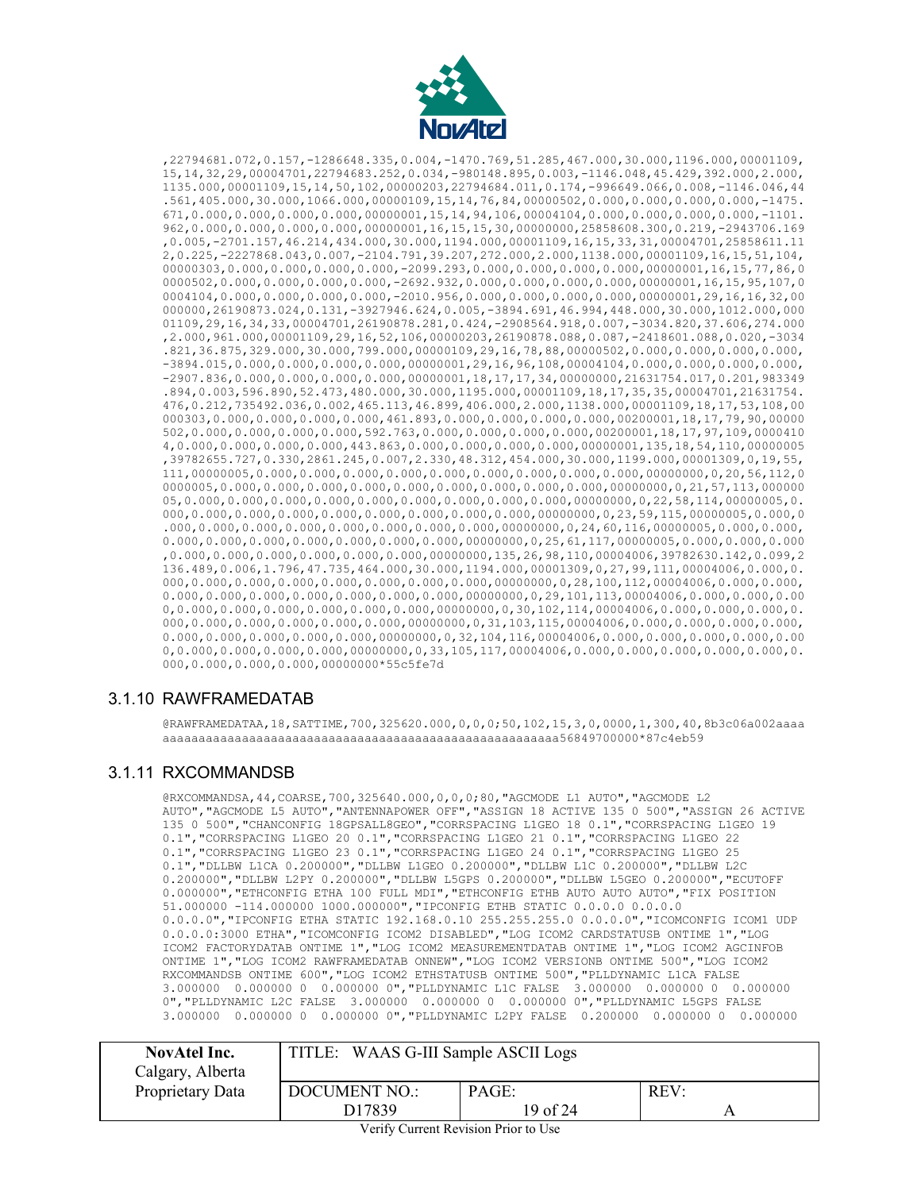```
,22794681.072,0.157,-1286648.335,0.004,-1470.769,51.285,467.000,30.000,1196.000,00001109,
15,14,32,29,00004701,22794683.252,0.034,-980148.895,0.003,-1146.048,45.429,392.000,2.000,
1135.000,00001109,15,14,50,102,00000203,22794684.011,0.174,-996649.066,0.008,-1146.046,44
.561,405.000,30.000,1066.000,00000109,15,14,76,84,00000502,0.000,0.000,0.000,0.000,-1475.
671,0.000,0.000,0.000,0.000,00000001,15,14,94,106,00004104,0.000,0.000,0.000,0.000,-1101.
962,0.000,0.000,0.000,0.000,00000001,16,15,15,30,00000000,25858608.300,0.219,-2943706.169
,0.005,-2701.157,46.214,434.000,30.000,1194.000,00001109,16,15,33,31,00004701,25858611.11
2,0.225,-2227868.043,0.007,-2104.791,39.207,272.000,2.000,1138.000,00001109,16,15,51,104,
00000303,0.000,0.000,0.000,0.000,-2099.293,0.000,0.000,0.000,0.000,00000001,16,15,77,86,0
0000502,0.000,0.000,0.000,0.000,-2692.932,0.000,0.000,0.000,0.000,00000001,16,15,95,107,0
0004104,0.000,0.000,0.000,0.000,-2010.956,0.000,0.000,0.000,0.000,00000001,29,16,16,32,00
000000,26190873.024,0.131,-3927946.624,0.005,-3894.691,46.994,448.000,30.000,1012.000,000
01109,29,16,34,33,00004701,26190878.281,0.424,-2908564.918,0.007,-3034.820,37.606,274.000
,2.000,961.000,00001109,29,16,52,106,00000203,26190878.088,0.087,-2418601.088,0.020,-3034
.821,36.875,329.000,30.000,799.000,00000109,29,16,78,88,00000502,0.000,0.000,0.000,0.000,
-3894.015,0.000,0.000,0.000,0.000,00000001,29,16,96,108,00004104,0.000,0.000,0.000,0.000,
-2907.836,0.000,0.000,0.000,0.000,00000001,18,17,17,34,00000000,21631754.017,0.201,983349
.894,0.003,596.890,52.473,480.000,30.000,1195.000,00001109,18,17,35,35,00004701,21631754.
476,0.212,735492.036,0.002,465.113,46.899,406.000,2.000,1138.000,00001109,18,17,53,108,00
000303,0.000,0.000,0.000,0.000,461.893,0.000,0.000,0.000,0.000,00200001,18,17,79,90,00000
502,0.000,0.000,0.000,0.000,592.763,0.000,0.000,0.000,0.000,00200001,18,17,97,109,0000410
4,0.000,0.000,0.000,0.000,443.863,0.000,0.000,0.000,0.000,00000001,135,18,54,110,00000005
,39782655.727,0.330,2861.245,0.007,2.330,48.312,454.000,30.000,1199.000,00001309,0,19,55,
111,00000005,0.000,0.000,0.000,0.000,0.000,0.000,0.000,0.000,0.000,00000000,0,20,56,112,0
0000005,0.000,0.000,0.000,0.000,0.000,0.000,0.000,0.000,0.000,00000000,0,21,57,113,000000
05,0.000,0.000,0.000,0.000,0.000,0.000,0.000,0.000,0.000,00000000,0,22,58,114,00000005,0.
000,0.000,0.000,0.000,0.000,0.000,0.000,0.000,0.000,00000000,0,23,59,115,00000005,0.000,0
.000,0.000,0.000,0.000,0.000,0.000,0.000,0.000,00000000,0,24,60,116,00000005,0.000,0.000,
0.000,0.000,0.000,0.000,0.000,0.000,0.000,00000000,0,25,61,117,00000005,0.000,0.000,0.000
,0.000,0.000,0.000,0.000,0.000,0.000,00000000,135,26,98,110,00004006,39782630.142,0.099,2
136.489,0.006,1.796,47.735,464.000,30.000,1194.000,00001309,0,27,99,111,00004006,0.000,0.
000,0.000,0.000,0.000,0.000,0.000,0.000,0.000,00000000,0,28,100,112,00004006,0.000,0.000,
0.000,0.000,0.000,0.000,0.000,0.000,0.000,00000000,0,29,101,113,00004006,0.000,0.000,0.00
0,0.000,0.000,0.000,0.000,0.000,0.000,00000000,0,30,102,114,00004006,0.000,0.000,0.000,0.
000,0.000,0.000,0.000,0.000,0.000,00000000,0,31,103,115,00004006,0.000,0.000,0.000,0.000,
0.000,0.000,0.000,0.000,0.000,00000000,0,32,104,116,00004006,0.000,0.000,0.000,0.000,0.00
0,0.000,0.000,0.000,0.000,00000000,0,33,105,117,00004006,0.000,0.000,0.000,0.000,0.000,0.
000,0.000,0.000,0.000,00000000*55c5fe7d
```

### 3.1.10 RAWFRAMEDATAB

```
@RAWFRAMEDATAA,18,SATTIME,700,325620.000,0,0,0;50,102,15,3,0,0000,1,300,40,8b3c06a002aaaa
aaaaaaaaaaaaaaaaaaaaaaaaaaaaaaaaaaaaaaaaaaaaaaaaaaaaaaaaaa56849700000*87c4eb59
```

### 3.1.11 RXCOMMANDSB

```
@RXCOMMANDSA,44,COARSE,700,325640.000,0,0,0;80,"AGCMODE L1 AUTO","AGCMODE L2
AUTO","AGCMODE L5 AUTO","ANTENNAPOWER OFF","ASSIGN 18 ACTIVE 135 0 500","ASSIGN 26 ACTIVE
135 0 500","CHANCONFIG 18GPSALL8GEO","CORRSPACING L1GEO 18 0.1","CORRSPACING L1GEO 19
0.1","CORRSPACING L1GEO 20 0.1","CORRSPACING L1GEO 21 0.1","CORRSPACING L1GEO 22
0.1","CORRSPACING L1GEO 23 0.1","CORRSPACING L1GEO 24 0.1","CORRSPACING L1GEO 25
0.1","DLLBW L1CA 0.200000","DLLBW L1GEO 0.200000","DLLBW L1C 0.200000","DLLBW L2C
0.200000","DLLBW L2PY 0.200000","DLLBW L5GPS 0.200000","DLLBW L5GEO 0.200000","ECUTOFF
0.000000","ETHCONFIG ETHA 100 FULL MDI","ETHCONFIG ETHB AUTO AUTO AUTO","FIX POSITION
51.000000 -114.000000 1000.000000","IPCONFIG ETHB STATIC 0.0.0.0 0.0.0.0
0.0.0.0","IPCONFIG ETHA STATIC 192.168.0.10 255.255.255.0 0.0.0.0","ICOMCONFIG ICOM1 UDP
0.0.0.0:3000 ETHA","ICOMCONFIG ICOM2 DISABLED","LOG ICOM2 CARDSTATUSB ONTIME 1","LOG
ICOM2 FACTORYDATAB ONTIME 1","LOG ICOM2 MEASUREMENTDATAB ONTIME 1","LOG ICOM2 AGCINFOB
ONTIME 1","LOG ICOM2 RAWFRAMEDATAB ONNEW","LOG ICOM2 VERSIONB ONTIME 500","LOG ICOM2
RXCOMMANDSB ONTIME 600","LOG ICOM2 ETHSTATUSB ONTIME 500","PLLDYNAMIC L1CA FALSE
3.000000  0.000000 0  0.000000 0","PLLDYNAMIC L1C FALSE  3.000000  0.000000 0  0.000000
0","PLLDYNAMIC L2C FALSE  3.000000  0.000000 0  0.000000 0","PLLDYNAMIC L5GPS FALSE
3.000000  0.000000 0  0.000000 0","PLLDYNAMIC L2PY FALSE  0.200000  0.000000 0  0.000000
```

| NovAtel Inc. Calgary, Alberta Proprietary Data | TITLE: WAAS G-III Sample ASCII Logs | | |
|---|---|---|---|
| | DOCUMENT NO.: D17839 | PAGE: 19 of 24 | REV: A |

Verify Current Revision Prior to Use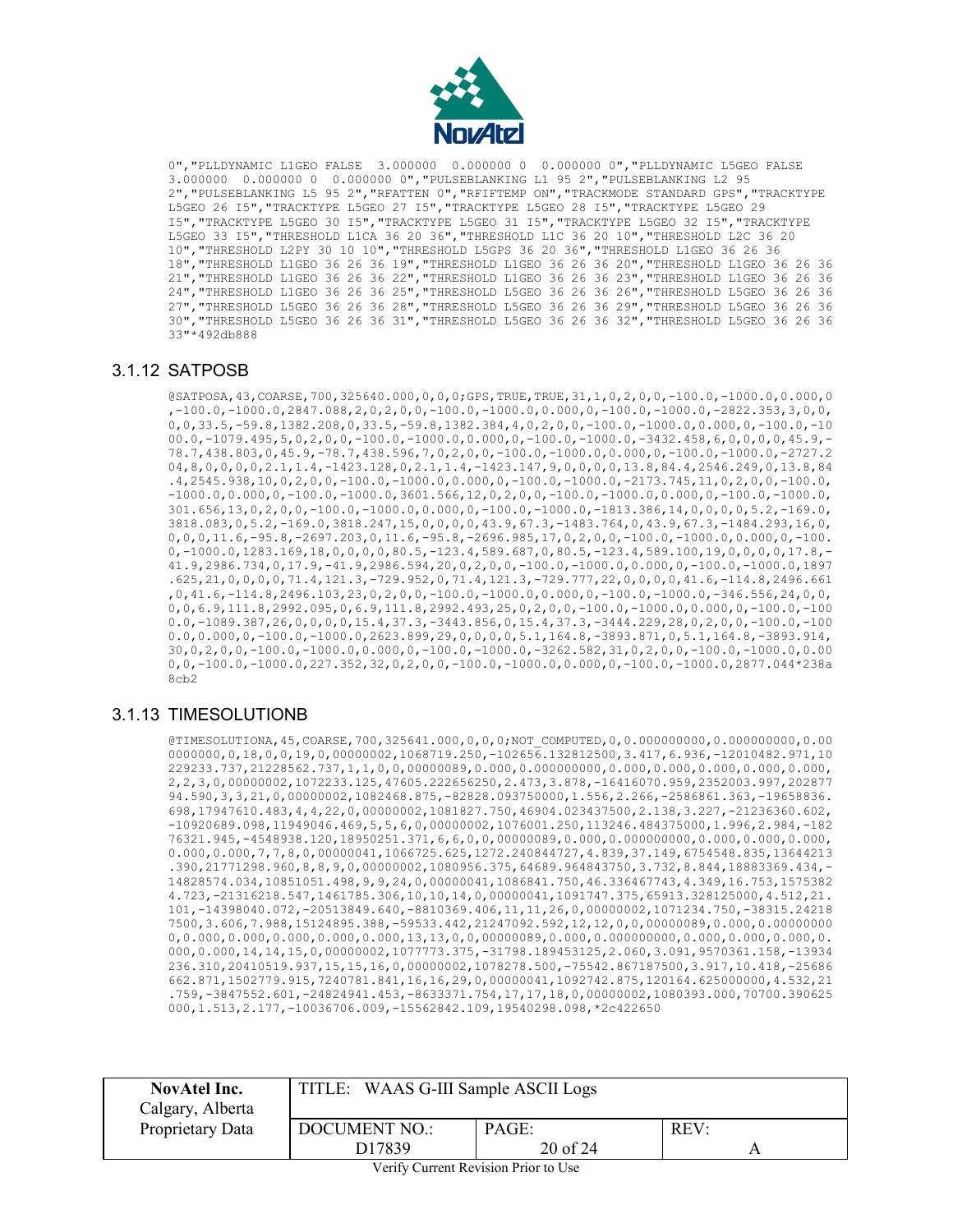```
0","PLLDYNAMIC L1GEO FALSE  3.000000  0.000000 0  0.000000 0","PLLDYNAMIC L5GEO FALSE
3.000000  0.000000 0  0.000000 0","PULSEBLANKING L1 95 2","PULSEBLANKING L2 95
2","PULSEBLANKING L5 95 2","RFATTEN 0","RFIFTEMP ON","TRACKMODE STANDARD GPS","TRACKTYPE
L5GEO 26 I5","TRACKTYPE L5GEO 27 I5","TRACKTYPE L5GEO 28 I5","TRACKTYPE L5GEO 29
I5","TRACKTYPE L5GEO 30 I5","TRACKTYPE L5GEO 31 I5","TRACKTYPE L5GEO 32 I5","TRACKTYPE
L5GEO 33 I5","THRESHOLD L1CA 36 20 36","THRESHOLD L1C 36 20 10","THRESHOLD L2C 36 20
10","THRESHOLD L2PY 30 10 10","THRESHOLD L5GPS 36 20 36","THRESHOLD L1GEO 36 26 36
18","THRESHOLD L1GEO 36 26 36 19","THRESHOLD L1GEO 36 26 36 20","THRESHOLD L1GEO 36 26 36
21","THRESHOLD L1GEO 36 26 36 22","THRESHOLD L1GEO 36 26 36 23","THRESHOLD L1GEO 36 26 36
24","THRESHOLD L1GEO 36 26 36 25","THRESHOLD L5GEO 36 26 36 26","THRESHOLD L5GEO 36 26 36
27","THRESHOLD L5GEO 36 26 36 28","THRESHOLD L5GEO 36 26 36 29","THRESHOLD L5GEO 36 26 36
30","THRESHOLD L5GEO 36 26 36 31","THRESHOLD L5GEO 36 26 36 32","THRESHOLD L5GEO 36 26 36
33"*492db888
```

### 3.1.12 SATPOSB

```
@SATPOSA,43,COARSE,700,325640.000,0,0,0;GPS,TRUE,TRUE,31,1,0,2,0,0,-100.0,-1000.0,0.000,0
,-100.0,-1000.0,2847.088,2,0,2,0,0,-100.0,-1000.0,0.000,0,-100.0,-1000.0,-2822.353,3,0,0,
0,0,33.5,-59.8,1382.208,0,33.5,-59.8,1382.384,4,0,2,0,0,-100.0,-1000.0,0.000,0,-100.0,-10
00.0,-1079.495,5,0,2,0,0,-100.0,-1000.0,0.000,0,-100.0,-1000.0,-3432.458,6,0,0,0,0,45.9,-
78.7,438.803,0,45.9,-78.7,438.596,7,0,2,0,0,-100.0,-1000.0,0.000,0,-100.0,-1000.0,-2727.2
04,8,0,0,0,0,2.1,1.4,-1423.128,0,2.1,1.4,-1423.147,9,0,0,0,0,13.8,84.4,2546.249,0,13.8,84
.4,2545.938,10,0,2,0,0,-100.0,-1000.0,0.000,0,-100.0,-1000.0,-2173.745,11,0,2,0,0,-100.0,
-1000.0,0.000,0,-100.0,-1000.0,3601.566,12,0,2,0,0,-100.0,-1000.0,0.000,0,-100.0,-1000.0,
301.656,13,0,2,0,0,-100.0,-1000.0,0.000,0,-100.0,-1000.0,-1813.386,14,0,0,0,0,5.2,-169.0,
3818.083,0,5.2,-169.0,3818.247,15,0,0,0,0,43.9,67.3,-1483.764,0,43.9,67.3,-1484.293,16,0,
0,0,0,11.6,-95.8,-2697.203,0,11.6,-95.8,-2696.985,17,0,2,0,0,-100.0,-1000.0,0.000,0,-100.
0,-1000.0,1283.169,18,0,0,0,0,80.5,-123.4,589.687,0,80.5,-123.4,589.100,19,0,0,0,0,17.8,-
41.9,2986.734,0,17.9,-41.9,2986.594,20,0,2,0,0,-100.0,-1000.0,0.000,0,-100.0,-1000.0,1897
.625,21,0,0,0,0,71.4,121.3,-729.952,0,71.4,121.3,-729.777,22,0,0,0,0,41.6,-114.8,2496.661
,0,41.6,-114.8,2496.103,23,0,2,0,0,-100.0,-1000.0,0.000,0,-100.0,-1000.0,-346.556,24,0,0,
0,0,6.9,111.8,2992.095,0,6.9,111.8,2992.493,25,0,2,0,0,-100.0,-1000.0,0.000,0,-100.0,-100
0.0,-1089.387,26,0,0,0,0,15.4,37.3,-3443.856,0,15.4,37.3,-3444.229,28,0,2,0,0,-100.0,-100
0.0,0.000,0,-100.0,-1000.0,2623.899,29,0,0,0,0,5.1,164.8,-3893.871,0,5.1,164.8,-3893.914,
30,0,2,0,0,-100.0,-1000.0,0.000,0,-100.0,-1000.0,-3262.582,31,0,2,0,0,-100.0,-1000.0,0.00
0,0,-100.0,-1000.0,227.352,32,0,2,0,0,-100.0,-1000.0,0.000,0,-100.0,-1000.0,2877.044*238a
8cb2
```

### 3.1.13 TIMESOLUTIONB

```
@TIMESOLUTIONA,45,COARSE,700,325641.000,0,0,0;NOT_COMPUTED,0,0.000000000,0.000000000,0.00
0000000,0,18,0,0,19,0,00000002,1068719.250,-102656.132812500,3.417,6.936,-12010482.971,10
229233.737,21228562.737,1,1,0,0,00000089,0.000,0.000000000,0.000,0.000,0.000,0.000,0.000,
2,2,3,0,00000002,1072233.125,47605.222656250,2.473,3.878,-16416070.959,2352003.997,202877
94.590,3,3,21,0,00000002,1082468.875,-82828.093750000,1.556,2.266,-2586861.363,-19658836.
698,17947610.483,4,4,22,0,00000002,1081827.750,46904.023437500,2.138,3.227,-21236360.602,
-10920689.098,11949046.469,5,5,6,0,00000002,1076001.250,113246.484375000,1.996,2.984,-182
76321.945,-4548938.120,18950251.371,6,6,0,0,00000089,0.000,0.000000000,0.000,0.000,0.000,
0.000,0.000,7,7,8,0,00000041,1066725.625,1272.240844727,4.839,37.149,6754548.835,13644213
.390,21771298.960,8,8,9,0,00000002,1080956.375,64689.964843750,3.732,8.844,18883369.434,-
14828574.034,10851051.498,9,9,24,0,00000041,1086841.750,46.336467743,4.349,16.753,1575382
4.723,-21316218.547,1461785.306,10,10,14,0,00000041,1091747.375,65913.328125000,4.512,21.
101,-14398040.072,-20513849.640,-8810369.406,11,11,26,0,00000002,1071234.750,-38315.24218
7500,3.606,7.988,15124895.388,-59533.442,21247092.592,12,12,0,0,00000089,0.000,0.00000000
0,0.000,0.000,0.000,0.000,0.000,13,13,0,0,00000089,0.000,0.000000000,0.000,0.000,0.000,0.
000,0.000,14,14,15,0,00000002,1077773.375,-31798.189453125,2.060,3.091,9570361.158,-13934
236.310,20410519.937,15,15,16,0,00000002,1078278.500,-75542.867187500,3.917,10.418,-25686
662.871,1502779.915,7240781.841,16,16,29,0,00000041,1092742.875,120164.625000000,4.532,21
.759,-3847552.601,-24824941.453,-8633371.754,17,17,18,0,00000002,1080393.000,70700.390625
000,1.513,2.177,-10036706.009,-15562842.109,19540298.098,*2c422650
```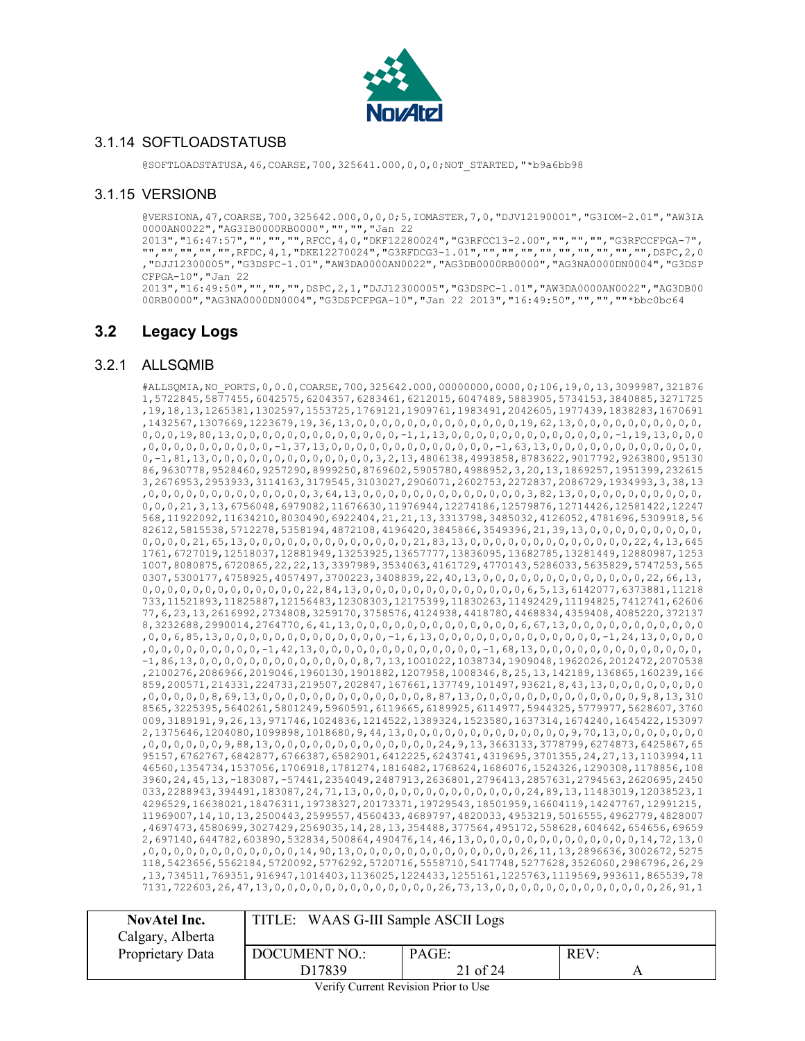### 3.1.14 SOFTLOADSTATUSB

```
@SOFTLOADSTATUSA,46,COARSE,700,325641.000,0,0,0;NOT_STARTED,"*b9a6bb98
```

### 3.1.15 VERSIONB

```
@VERSIONA,47,COARSE,700,325642.000,0,0,0;5,IOMASTER,7,0,"DJV12190001","G3IOM-2.01","AW3IA
0000AN0022","AG3IB0000RB0000","","","Jan 22
2013","16:47:57","","","","",RFCC,4,0,"DKF12280024","G3RFCC13-2.00","","","","G3RFCCFPGA-7",
"","","","","",RFDC,4,1,"DKE12270024","G3RFDCG3-1.01","","","","","","","","","",DSPC,2,0
,"DJJ12300005","G3DSPC-1.01","AW3DA0000AN0022","AG3DB0000RB0000","AG3NA0000DN0004","G3DSP
CFPGA-10","Jan 22
2013","16:49:50","","","",DSPC,2,1,"DJJ12300005","G3DSPC-1.01","AW3DA0000AN0022","AG3DB00
00RB0000","AG3NA0000DN0004","G3DSPCFPGA-10","Jan 22 2013","16:49:50","","",""*bbc0bc64
```

## 3.2 Legacy Logs

### 3.2.1 ALLSQMIB

```
#ALLSQMIA,NO_PORTS,0,0.0,COARSE,700,325642.000,00000000,0000,0;106,19,0,13,3099987,321876
1,5722845,5877455,6042575,6204357,6283461,6212015,6047489,5883905,5734153,3840885,3271725
,19,18,13,1265381,1302597,1553725,1769121,1909761,1983491,2042605,1977439,1838283,1670691
,1432567,1307669,1223679,19,36,13,0,0,0,0,0,0,0,0,0,0,0,0,0,19,62,13,0,0,0,0,0,0,0,0,0,0,
0,0,0,19,80,13,0,0,0,0,0,0,0,0,0,0,0,0,0,-1,1,13,0,0,0,0,0,0,0,0,0,0,0,0,0,-1,19,13,0,0,0
,0,0,0,0,0,0,0,0,0,0,-1,37,13,0,0,0,0,0,0,0,0,0,0,0,0,0,-1,63,13,0,0,0,0,0,0,0,0,0,0,0,0,
0,-1,81,13,0,0,0,0,0,0,0,0,0,0,0,0,0,3,2,13,4806138,4993858,8783622,9017792,9263800,95130
86,9630778,9528460,9257290,8999250,8769602,5905780,4988952,3,20,13,1869257,1951399,232615
3,2676953,2953933,3114163,3179545,3103027,2906071,2602753,2272837,2086729,1934993,3,38,13
,0,0,0,0,0,0,0,0,0,0,0,0,0,3,64,13,0,0,0,0,0,0,0,0,0,0,0,0,0,3,82,13,0,0,0,0,0,0,0,0,0,0,
0,0,0,21,3,13,6756048,6979082,11676630,11976944,12274186,12579876,12714426,12581422,12247
568,11922092,11634210,8030490,6922404,21,21,13,3313798,3485032,4126052,4781696,5309918,56
82612,5815538,5712278,5358194,4872108,4196420,3845866,3549396,21,39,13,0,0,0,0,0,0,0,0,0,
0,0,0,0,21,65,13,0,0,0,0,0,0,0,0,0,0,0,0,0,21,83,13,0,0,0,0,0,0,0,0,0,0,0,0,0,22,4,13,645
1761,6727019,12518037,12881949,13253925,13657777,13836095,13682785,13281449,12880987,1253
1007,8080875,6720865,22,22,13,3397989,3534063,4161729,4770143,5286033,5635829,5747253,565
0307,5300177,4758925,4057497,3700223,3408839,22,40,13,0,0,0,0,0,0,0,0,0,0,0,0,0,22,66,13,
0,0,0,0,0,0,0,0,0,0,0,0,0,22,84,13,0,0,0,0,0,0,0,0,0,0,0,0,0,6,5,13,6142077,6373881,11218
733,11521893,11825887,12156483,12308303,12175399,11830263,11492429,11194825,7412741,62606
77,6,23,13,2616992,2734808,3259170,3758576,4124938,4418780,4468834,4359408,4085220,372137
8,3232688,2990014,2764770,6,41,13,0,0,0,0,0,0,0,0,0,0,0,0,0,6,67,13,0,0,0,0,0,0,0,0,0,0,0
,0,0,6,85,13,0,0,0,0,0,0,0,0,0,0,0,0,0,-1,6,13,0,0,0,0,0,0,0,0,0,0,0,0,0,-1,24,13,0,0,0,0
,0,0,0,0,0,0,0,0,0,-1,42,13,0,0,0,0,0,0,0,0,0,0,0,0,0,-1,68,13,0,0,0,0,0,0,0,0,0,0,0,0,0,
-1,86,13,0,0,0,0,0,0,0,0,0,0,0,0,0,8,7,13,1001022,1038734,1909048,1962026,2012472,2070538
,2100276,2086966,2019046,1960130,1901882,1207958,1008346,8,25,13,142189,136865,160239,166
859,200571,214331,224733,219507,202847,167661,137749,101497,93621,8,43,13,0,0,0,0,0,0,0,0
,0,0,0,0,0,8,69,13,0,0,0,0,0,0,0,0,0,0,0,0,0,8,87,13,0,0,0,0,0,0,0,0,0,0,0,0,0,9,8,13,310
8565,3225395,5640261,5801249,5960591,6119665,6189925,6114977,5944325,5779977,5628607,3760
009,3189191,9,26,13,971746,1024836,1214522,1389324,1523580,1637314,1674240,1645422,153097
2,1375646,1204080,1099898,1018680,9,44,13,0,0,0,0,0,0,0,0,0,0,0,0,0,9,70,13,0,0,0,0,0,0,0
,0,0,0,0,0,0,9,88,13,0,0,0,0,0,0,0,0,0,0,0,0,0,24,9,13,3663133,3778799,6274873,6425867,65
95157,6762767,6842877,6766387,6582901,6412225,6243741,4319695,3701355,24,27,13,1103994,11
46560,1354734,1537056,1706918,1781274,1816482,1768624,1686076,1524326,1290308,1178856,108
3960,24,45,13,-183087,-57441,2354049,2487913,2636801,2796413,2857631,2794563,2620695,2450
033,2288943,394491,183087,24,71,13,0,0,0,0,0,0,0,0,0,0,0,0,0,24,89,13,11483019,12038523,1
4296529,16638021,18476311,19738327,20173371,19729543,18501959,16604119,14247767,12991215,
11969007,14,10,13,2500443,2599557,4560433,4689797,4820033,4953219,5016555,4962779,4828007
,4697473,4580699,3027429,2569035,14,28,13,354488,377564,495172,558628,604642,654656,69659
2,697140,644782,603890,532834,500864,490476,14,46,13,0,0,0,0,0,0,0,0,0,0,0,0,0,14,72,13,0
,0,0,0,0,0,0,0,0,0,0,0,0,14,90,13,0,0,0,0,0,0,0,0,0,0,0,0,0,26,11,13,2896636,3002672,5275
118,5423656,5562184,5720092,5776292,5720716,5558710,5417748,5277628,3526060,2986796,26,29
,13,734511,769351,916947,1014403,1136025,1224433,1255161,1225763,1119569,993611,865539,78
7131,722603,26,47,13,0,0,0,0,0,0,0,0,0,0,0,0,0,26,73,13,0,0,0,0,0,0,0,0,0,0,0,0,0,26,91,1
```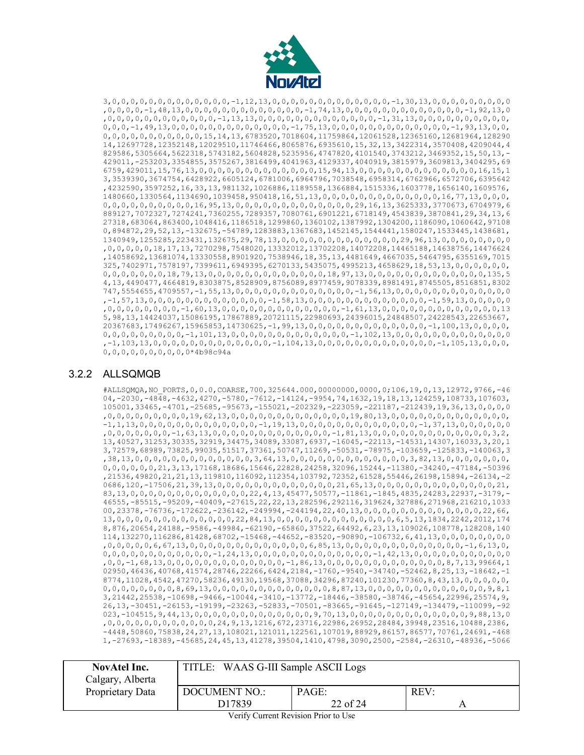```
3,0,0,0,0,0,0,0,0,0,0,0,0,0,0,-1,12,13,0,0,0,0,0,0,0,0,0,0,0,0,0,0,-1,30,13,0,0,0,0,0,0,0,0,0
,0,0,0,0,-1,48,13,0,0,0,0,0,0,0,0,0,0,0,0,0,0,-1,74,13,0,0,0,0,0,0,0,0,0,0,0,0,0,0,-1,92,13,0
,0,0,0,0,0,0,0,0,0,0,0,0,0,-1,13,13,0,0,0,0,0,0,0,0,0,0,0,0,0,0,-1,31,13,0,0,0,0,0,0,0,0,0,0,
0,0,0,-1,49,13,0,0,0,0,0,0,0,0,0,0,0,0,0,0,-1,75,13,0,0,0,0,0,0,0,0,0,0,0,0,0,0,-1,93,13,0,0,
0,0,0,0,0,0,0,0,0,0,0,0,15,14,13,6783520,7018604,11759864,12061528,12365160,12681964,128290
14,12697728,12352148,12029510,11746466,8065876,6935610,15,32,13,3422314,3570408,4209044,4
829586,5305664,5622318,5743182,5604828,5235956,4747820,4101540,3743212,3469352,15,50,13,-
429011,-253203,3354855,3575267,3816499,4041963,4129337,4040919,3815979,3609813,3404295,69
6759,429011,15,76,13,0,0,0,0,0,0,0,0,0,0,0,0,0,0,15,94,13,0,0,0,0,0,0,0,0,0,0,0,0,0,0,16,15,1
3,3539390,3674754,6428922,6605124,6781006,6964796,7038548,6958314,6762966,6572706,6395642
,4232590,3597252,16,33,13,981132,1026886,1189558,1366884,1515336,1603778,1656140,1609576,
1480660,1330564,1134690,1039458,950418,16,51,13,0,0,0,0,0,0,0,0,0,0,0,0,0,0,16,77,13,0,0,0,
0,0,0,0,0,0,0,0,0,0,0,16,95,13,0,0,0,0,0,0,0,0,0,0,0,0,0,0,29,16,13,3625333,3770673,6704979,6
889127,7072327,7274241,7360255,7289357,7080761,6901221,6718149,4543839,3870841,29,34,13,6
27318,683064,863400,1048416,1186518,1299860,1360102,1387992,1304200,1186090,1060642,97108
0,894872,29,52,13,-132675,-54789,1283883,1367683,1452145,1544441,1580247,1533445,1438681,
1340949,1255285,223431,132675,29,78,13,0,0,0,0,0,0,0,0,0,0,0,0,0,0,29,96,13,0,0,0,0,0,0,0,0
,0,0,0,0,0,18,17,13,7270298,7548020,13332012,13702208,14072208,14465188,14638756,14476624
,14058692,13681074,13330558,8901920,7538946,18,35,13,4481649,4667035,5464795,6355169,7015
325,7402971,7578197,7399611,6949395,6270133,5435075,4995213,4658629,18,53,13,0,0,0,0,0,0,
0,0,0,0,0,0,0,18,79,13,0,0,0,0,0,0,0,0,0,0,0,0,0,0,18,97,13,0,0,0,0,0,0,0,0,0,0,0,0,0,0,135,5
4,13,4490477,4664819,8303875,8528909,8756089,8977459,9078339,8981491,8745505,8516851,8302
747,5554655,4709557,-1,55,13,0,0,0,0,0,0,0,0,0,0,0,0,0,0,-1,56,13,0,0,0,0,0,0,0,0,0,0,0,0,0,0
,-1,57,13,0,0,0,0,0,0,0,0,0,0,0,0,0,0,-1,58,13,0,0,0,0,0,0,0,0,0,0,0,0,0,0,-1,59,13,0,0,0,0,0
,0,0,0,0,0,0,0,0,0,-1,60,13,0,0,0,0,0,0,0,0,0,0,0,0,0,0,-1,61,13,0,0,0,0,0,0,0,0,0,0,0,0,0,0,13
5,98,13,14424037,15086195,17867889,20721115,22980693,24396015,24848507,24228543,22653667,
20367683,17496267,15965853,14730625,-1,99,13,0,0,0,0,0,0,0,0,0,0,0,0,0,0,-1,100,13,0,0,0,0,
0,0,0,0,0,0,0,0,0,0,-1,101,13,0,0,0,0,0,0,0,0,0,0,0,0,0,0,-1,102,13,0,0,0,0,0,0,0,0,0,0,0,0,0
,-1,103,13,0,0,0,0,0,0,0,0,0,0,0,0,0,0,-1,104,13,0,0,0,0,0,0,0,0,0,0,0,0,0,0,-1,105,13,0,0,0,
0,0,0,0,0,0,0,0,0,0,0*4b98c94a
```

### 3.2.2 ALLSQMQB

```
#ALLSQMQA,NO_PORTS,0,0.0,COARSE,700,325644.000,00000000,0000,0;106,19,0,13,12972,9766,-46
04,-2030,-4848,-4632,4270,-5780,-7612,-14124,-9954,74,1632,19,18,13,124259,108733,107603,
105001,33465,-4701,-25685,-95673,-155021,-202329,-223059,-221187,-212439,19,36,13,0,0,0,0
,0,0,0,0,0,0,0,0,0,19,62,13,0,0,0,0,0,0,0,0,0,0,0,0,0,0,19,80,13,0,0,0,0,0,0,0,0,0,0,0,0,0,0,
-1,1,13,0,0,0,0,0,0,0,0,0,0,0,0,0,0,-1,19,13,0,0,0,0,0,0,0,0,0,0,0,0,0,0,-1,37,13,0,0,0,0,0,0
,0,0,0,0,0,0,0,0,-1,63,13,0,0,0,0,0,0,0,0,0,0,0,0,0,0,-1,81,13,0,0,0,0,0,0,0,0,0,0,0,0,0,0,3,2,
13,40527,31253,30335,32919,34475,34089,33087,6937,-16045,-22113,-14531,14307,16033,3,20,1
3,72579,68989,73825,99035,51517,37361,50747,11269,-50531,-78975,-103659,-125833,-140063,3
,38,13,0,0,0,0,0,0,0,0,0,0,0,0,0,0,3,64,13,0,0,0,0,0,0,0,0,0,0,0,0,0,0,3,82,13,0,0,0,0,0,0,0,
0,0,0,0,0,0,0,21,3,13,17168,18686,15646,22828,24258,32096,15244,-11380,-34240,-47184,-50396
,21536,49820,21,21,13,119810,116092,112354,103792,72352,61528,55446,26198,15894,-26134,-2
0686,120,-17506,21,39,13,0,0,0,0,0,0,0,0,0,0,0,0,0,0,21,65,13,0,0,0,0,0,0,0,0,0,0,0,0,0,0,21,
83,13,0,0,0,0,0,0,0,0,0,0,0,0,0,0,22,4,13,45477,50577,-11861,-1845,4835,24283,22937,-3179,-
46555,-85515,-95209,-40409,-27615,22,22,13,282596,292116,319624,327886,271968,216210,1033
00,23378,-76736,-172622,-236142,-249994,-244194,22,40,13,0,0,0,0,0,0,0,0,0,0,0,0,0,0,22,66,
13,0,0,0,0,0,0,0,0,0,0,0,0,0,0,22,84,13,0,0,0,0,0,0,0,0,0,0,0,0,0,0,6,5,13,1834,2242,2012,174
8,876,20654,24188,-9586,-49984,-62190,-65860,37522,64492,6,23,13,109026,108778,128208,140
114,132270,116286,81428,68702,-15468,-44652,-83520,-90890,-106732,6,41,13,0,0,0,0,0,0,0,0
,0,0,0,0,0,6,67,13,0,0,0,0,0,0,0,0,0,0,0,0,0,0,6,85,13,0,0,0,0,0,0,0,0,0,0,0,0,0,0,-1,6,13,0,
0,0,0,0,0,0,0,0,0,0,0,0,0,-1,24,13,0,0,0,0,0,0,0,0,0,0,0,0,0,0,-1,42,13,0,0,0,0,0,0,0,0,0,0,0,0
,0,0,-1,68,13,0,0,0,0,0,0,0,0,0,0,0,0,0,0,-1,86,13,0,0,0,0,0,0,0,0,0,0,0,0,0,0,8,7,13,99664,1
02950,46436,40768,41574,28746,22266,6424,2184,-1760,-9540,-34740,-52462,8,25,13,-18642,-1
8774,11028,4542,47270,58236,49130,19568,37088,34296,87240,101230,77360,8,43,13,0,0,0,0,0,
0,0,0,0,0,0,0,0,8,69,13,0,0,0,0,0,0,0,0,0,0,0,0,0,0,8,87,13,0,0,0,0,0,0,0,0,0,0,0,0,0,0,9,8,1
3,21442,25538,-10698,-9466,-10044,-3410,-13772,-18446,-38580,-38746,-45654,22996,25574,9,
26,13,-30451,-26153,-19199,-23263,-52833,-70501,-83665,-91645,-127149,-134479,-110099,-92
023,-104515,9,44,13,0,0,0,0,0,0,0,0,0,0,0,0,0,0,9,70,13,0,0,0,0,0,0,0,0,0,0,0,0,0,0,9,88,13,0
,0,0,0,0,0,0,0,0,0,0,0,0,24,9,13,1216,672,23716,22986,26952,28484,39948,23516,10488,2386,
-4448,50860,75838,24,27,13,108021,121011,122561,107019,88929,86157,86577,70761,24691,-468
1,-27693,-18389,-45685,24,45,13,41278,39504,1410,4798,3090,2500,-2584,-26310,-48936,-5066
```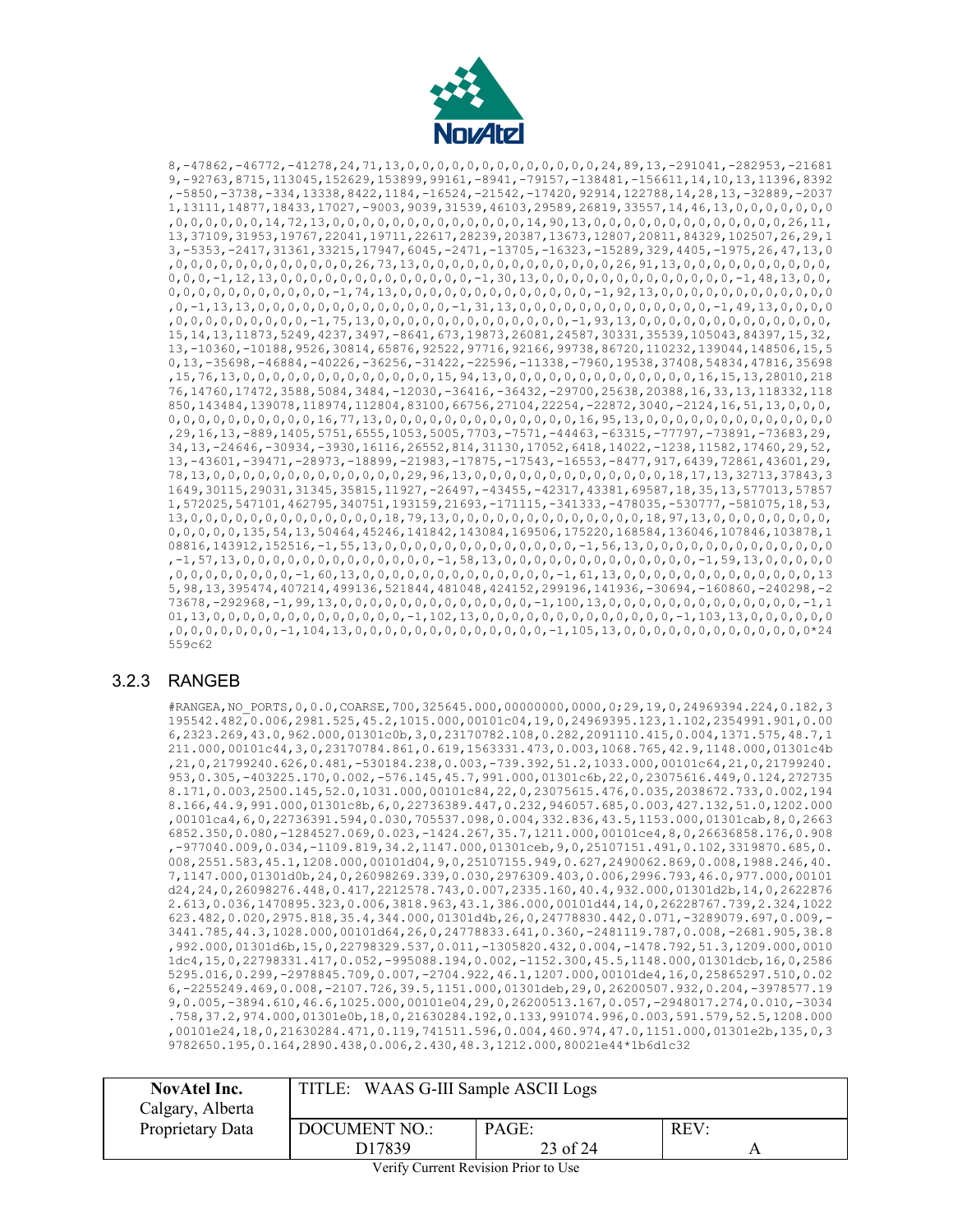```
8,-47862,-46772,-41278,24,71,13,0,0,0,0,0,0,0,0,0,0,0,0,0,0,24,89,13,-291041,-282953,-21681
9,-92763,8715,113045,152629,153899,99161,-8941,-79157,-138481,-156611,14,10,13,11396,8392
,-5850,-3738,-334,13338,8422,1184,-16524,-21542,-17420,92914,122788,14,28,13,-32889,-2037
1,13111,14877,18433,17027,-9003,9039,31539,46103,29589,26819,33557,14,46,13,0,0,0,0,0,0,0
,0,0,0,0,0,0,14,72,13,0,0,0,0,0,0,0,0,0,0,0,0,0,0,0,14,90,13,0,0,0,0,0,0,0,0,0,0,0,0,0,0,26,11,
13,37109,31953,19767,22041,19711,22617,28239,20387,13673,12807,20811,84329,102507,26,29,1
3,-5353,-2417,31361,33215,17947,6045,-2471,-13705,-16323,-15289,329,4405,-1975,26,47,13,0
,0,0,0,0,0,0,0,0,0,0,0,0,0,0,26,73,13,0,0,0,0,0,0,0,0,0,0,0,0,0,0,0,26,91,13,0,0,0,0,0,0,0,0,0,0,
0,0,0,0,-1,12,13,0,0,0,0,0,0,0,0,0,0,0,0,0,0,0,-1,30,13,0,0,0,0,0,0,0,0,0,0,0,0,0,0,0,-1,48,13,0,0,
0,0,0,0,0,0,0,0,0,0,0,0,0,-1,74,13,0,0,0,0,0,0,0,0,0,0,0,0,0,0,0,-1,92,13,0,0,0,0,0,0,0,0,0,0,0,0,0
,0,-1,13,13,0,0,0,0,0,0,0,0,0,0,0,0,0,0,-1,31,13,0,0,0,0,0,0,0,0,0,0,0,0,0,0,0,-1,49,13,0,0,0,0
,0,0,0,0,0,0,0,0,0,0,-1,75,13,0,0,0,0,0,0,0,0,0,0,0,0,0,0,0,-1,93,13,0,0,0,0,0,0,0,0,0,0,0,0,0,0,
15,14,13,11873,5249,4237,3497,-8641,673,19873,26081,24587,30331,35539,105043,84397,15,32,
13,-10360,-10188,9526,30814,65876,92522,97716,92166,99738,86720,110232,139044,148506,15,5
0,13,-35698,-46884,-40226,-36256,-31422,-22596,-11338,-7960,19538,37408,54834,47816,35698
,15,76,13,0,0,0,0,0,0,0,0,0,0,0,0,0,0,0,15,94,13,0,0,0,0,0,0,0,0,0,0,0,0,0,0,0,16,15,13,28010,218
76,14760,17472,3588,5084,3484,-12030,-36416,-36432,-29700,25638,20388,16,33,13,118332,118
850,143484,139078,118974,112804,83100,66756,27104,22254,-22872,3040,-2124,16,51,13,0,0,0,
0,0,0,0,0,0,0,0,0,0,0,0,16,77,13,0,0,0,0,0,0,0,0,0,0,0,0,0,0,0,16,95,13,0,0,0,0,0,0,0,0,0,0,0,0,0
,29,16,13,-889,1405,5751,6555,1053,5005,7703,-7571,-44463,-63315,-77797,-73891,-73683,29,
34,13,-24646,-30934,-3930,16116,26552,814,31130,17052,6418,14022,-1238,11582,17460,29,52,
13,-43601,-39471,-28973,-18899,-21983,-17875,-17543,-16553,-8477,917,6439,72861,43601,29,
78,13,0,0,0,0,0,0,0,0,0,0,0,0,0,0,0,29,96,13,0,0,0,0,0,0,0,0,0,0,0,0,0,0,0,18,17,13,32713,37843,3
1649,30115,29031,31345,35815,11927,-26497,-43455,-42317,43381,69587,18,35,13,577013,57857
1,572025,547101,462795,340751,193159,21693,-171115,-341333,-478035,-530777,-581075,18,53,
13,0,0,0,0,0,0,0,0,0,0,0,0,0,0,0,18,79,13,0,0,0,0,0,0,0,0,0,0,0,0,0,0,0,18,97,13,0,0,0,0,0,0,0,0,0,
0,0,0,0,0,135,54,13,50464,45246,141842,143084,169506,175220,168584,136046,107846,103878,1
08816,143912,152616,-1,55,13,0,0,0,0,0,0,0,0,0,0,0,0,0,0,0,-1,56,13,0,0,0,0,0,0,0,0,0,0,0,0,0,0,0
,-1,57,13,0,0,0,0,0,0,0,0,0,0,0,0,0,0,0,-1,58,13,0,0,0,0,0,0,0,0,0,0,0,0,0,0,0,-1,59,13,0,0,0,0,0
,0,0,0,0,0,0,0,0,0,-1,60,13,0,0,0,0,0,0,0,0,0,0,0,0,0,0,0,-1,61,13,0,0,0,0,0,0,0,0,0,0,0,0,0,0,0,13
5,98,13,395474,407214,499136,521844,481048,424152,299196,141936,-30694,-160860,-240298,-2
73678,-292968,-1,99,13,0,0,0,0,0,0,0,0,0,0,0,0,0,0,0,-1,100,13,0,0,0,0,0,0,0,0,0,0,0,0,0,0,0,-1,1
01,13,0,0,0,0,0,0,0,0,0,0,0,0,0,0,0,-1,102,13,0,0,0,0,0,0,0,0,0,0,0,0,0,0,0,-1,103,13,0,0,0,0,0,0
,0,0,0,0,0,0,0,0,0,-1,104,13,0,0,0,0,0,0,0,0,0,0,0,0,0,0,0,-1,105,13,0,0,0,0,0,0,0,0,0,0,0,0,0,0*24
559c62
```

### 3.2.3 RANGEB

```
#RANGEA,NO_PORTS,0,0.0,COARSE,700,325645.000,00000000,0000,0;29,19,0,24969394.224,0.182,3
195542.482,0.006,2981.525,45.2,1015.000,00101c04,19,0,24969395.123,1.102,2354991.901,0.00
6,2323.269,43.0,962.000,01301c0b,3,0,23170782.108,0.282,2091110.415,0.004,1371.575,48.7,1
211.000,00101c44,3,0,23170784.861,0.619,1563331.473,0.003,1068.765,42.9,1148.000,01301c4b
,21,0,21799240.626,0.481,-530184.238,0.003,-739.392,51.2,1033.000,00101c64,21,0,21799240.
953,0.305,-403225.170,0.002,-576.145,45.7,991.000,01301c6b,22,0,23075616.449,0.124,272735
8.171,0.003,2500.145,52.0,1031.000,00101c84,22,0,23075615.476,0.035,2038672.733,0.002,194
8.166,44.9,991.000,01301c8b,6,0,22736389.447,0.232,946057.685,0.003,427.132,51.0,1202.000
,00101ca4,6,0,22736391.594,0.030,705537.098,0.004,332.836,43.5,1153.000,01301cab,8,0,2663
6852.350,0.080,-1284527.069,0.023,-1424.267,35.7,1211.000,00101ce4,8,0,26636858.176,0.908
,-977040.009,0.034,-1109.819,34.2,1147.000,01301ceb,9,0,25107151.491,0.102,3319870.685,0.
008,2551.583,45.1,1208.000,00101d04,9,0,25107155.949,0.627,2490062.869,0.008,1988.246,40.
7,1147.000,01301d0b,24,0,26098269.339,0.030,2976309.403,0.006,2996.793,46.0,977.000,00101
d24,24,0,26098276.448,0.417,2212578.743,0.007,2335.160,40.4,932.000,01301d2b,14,0,2622876
2.613,0.036,1470895.323,0.006,3818.963,43.1,386.000,00101d44,14,0,26228767.739,2.324,1022
623.482,0.020,2975.818,35.4,344.000,01301d4b,26,0,24778830.442,0.071,-3289079.697,0.009,-
3441.785,44.3,1028.000,00101d64,26,0,24778833.641,0.360,-2481119.787,0.008,-2681.905,38.8
,992.000,01301d6b,15,0,22798329.537,0.011,-1305820.432,0.004,-1478.792,51.3,1209.000,0010
1dc4,15,0,22798331.417,0.052,-995088.194,0.002,-1152.300,45.5,1148.000,01301dcb,16,0,2586
5295.016,0.299,-2978845.709,0.007,-2704.922,46.1,1207.000,00101de4,16,0,25865297.510,0.02
6,-2255249.469,0.008,-2107.726,39.5,1151.000,01301deb,29,0,26200507.932,0.204,-3978577.19
9,0.005,-3894.610,46.6,1025.000,00101e04,29,0,26200513.167,0.057,-2948017.274,0.010,-3034
.758,37.2,974.000,01301e0b,18,0,21630284.192,0.133,991074.996,0.003,591.579,52.5,1208.000
,00101e24,18,0,21630284.471,0.119,741511.596,0.004,460.974,47.0,1151.000,01301e2b,135,0,3
9782650.195,0.164,2890.438,0.006,2.430,48.3,1212.000,80021e44*1b6d1c32
```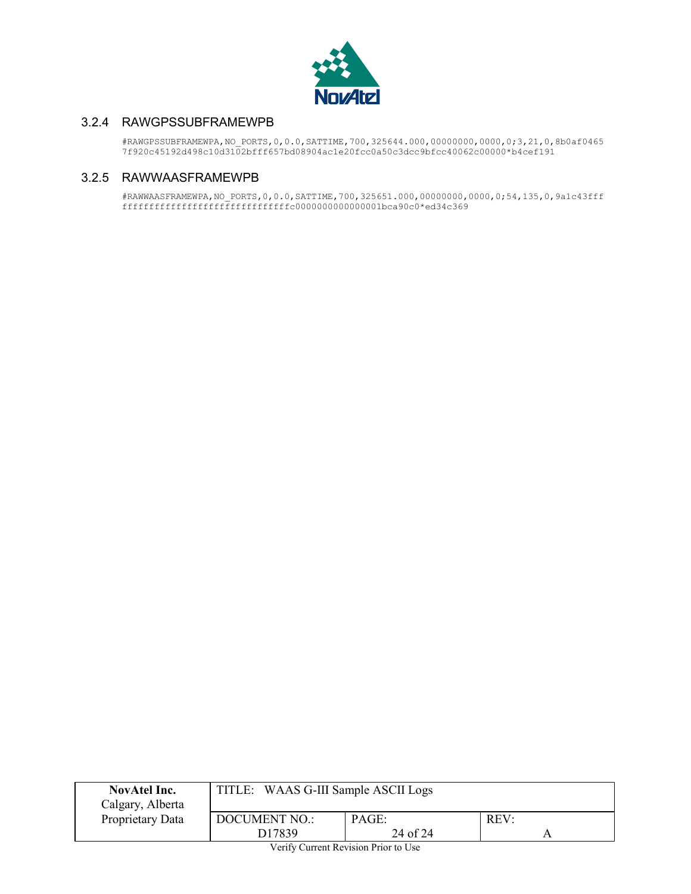### 3.2.4 RAWGPSSUBFRAMEWPB

```
#RAWGPSSUBFRAMEWPA,NO_PORTS,0,0.0,SATTIME,700,325644.000,00000000,0000,0;3,21,0,8b0af0465
7f920c45192d498c10d3102bfff657bd08904ac1e20fcc0a50c3dcc9bfcc40062c00000*b4cef191
```

### 3.2.5 RAWWAASFRAMEWPB

```
#RAWWAASFRAMEWPA,NO_PORTS,0,0.0,SATTIME,700,325651.000,00000000,0000,0;54,135,0,9a1c43fff
fffffffffffffffffffffffffffffffc0000000000000001bca90c0*ed34c369
```